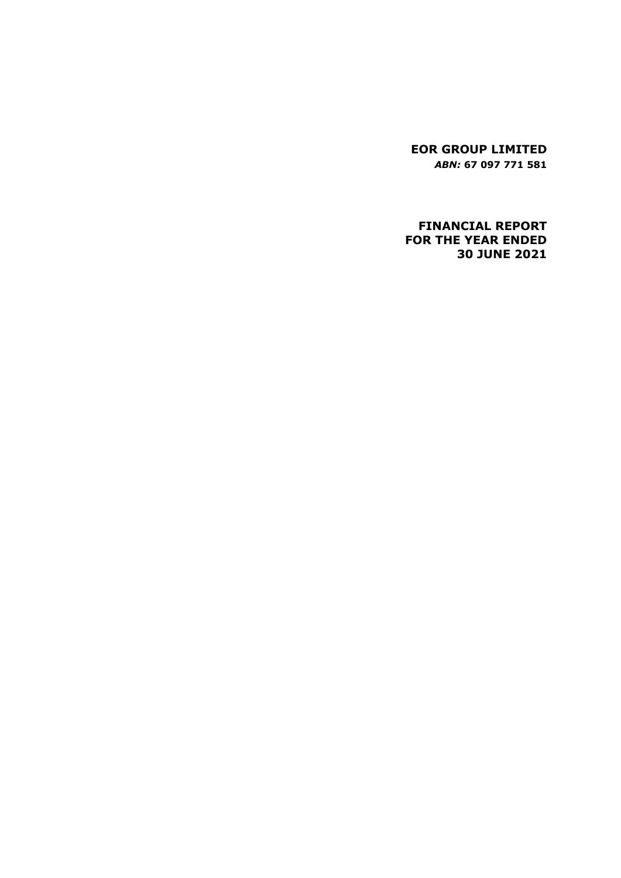# EOR GROUP LIMITED

***ABN:* 67 097 771 581**

## FINANCIAL REPORT FOR THE YEAR ENDED 30 JUNE 2021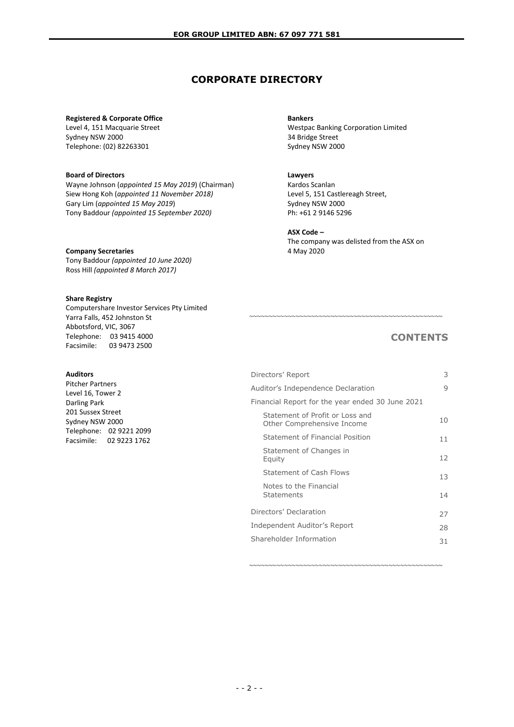# CORPORATE DIRECTORY

**Registered & Corporate Office**
Level 4, 151 Macquarie Street
Sydney NSW 2000
Telephone: (02) 82263301

**Board of Directors**
Wayne Johnson (*appointed 15 May 2019*) (Chairman)
Siew Hong Koh (*appointed 11 November 2018)*
Gary Lim (*appointed 15 May 2019*)
Tony Baddour *(appointed 15 September 2020)*

**Company Secretaries**
Tony Baddour *(appointed 10 June 2020)*
Ross Hill *(appointed 8 March 2017)*

**Share Registry**
Computershare Investor Services Pty Limited
Yarra Falls, 452 Johnston St
Abbotsford, VIC, 3067
Telephone: 03 9415 4000
Facsimile: 03 9473 2500

**Auditors**
Pitcher Partners
Level 16, Tower 2
Darling Park
201 Sussex Street
Sydney NSW 2000
Telephone: 02 9221 2099
Facsimile: 02 9223 1762

**Bankers**
Westpac Banking Corporation Limited
34 Bridge Street
Sydney NSW 2000

**Lawyers**
Kardos Scanlan
Level 5, 151 Castlereagh Street,
Sydney NSW 2000
Ph: +61 2 9146 5296

**ASX Code –**
The company was delisted from the ASX on 4 May 2020

## CONTENTS

| | |
|---|---|
| Directors' Report | 3 |
| Auditor's Independence Declaration | 9 |
| Financial Report for the year ended 30 June 2021 | |
| Statement of Profit or Loss and Other Comprehensive Income | 10 |
| Statement of Financial Position | 11 |
| Statement of Changes in Equity | 12 |
| Statement of Cash Flows | 13 |
| Notes to the Financial Statements | 14 |
| Directors' Declaration | 27 |
| Independent Auditor's Report | 28 |
| Shareholder Information | 31 |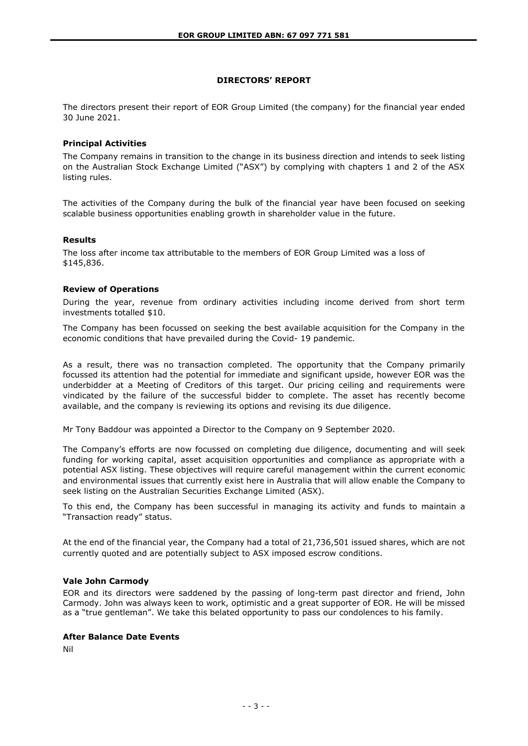# DIRECTORS' REPORT

The directors present their report of EOR Group Limited (the company) for the financial year ended 30 June 2021.

### Principal Activities

The Company remains in transition to the change in its business direction and intends to seek listing on the Australian Stock Exchange Limited ("ASX") by complying with chapters 1 and 2 of the ASX listing rules.

The activities of the Company during the bulk of the financial year have been focused on seeking scalable business opportunities enabling growth in shareholder value in the future.

### Results

The loss after income tax attributable to the members of EOR Group Limited was a loss of $145,836.

### Review of Operations

During the year, revenue from ordinary activities including income derived from short term investments totalled $10.

The Company has been focussed on seeking the best available acquisition for the Company in the economic conditions that have prevailed during the Covid- 19 pandemic.

As a result, there was no transaction completed. The opportunity that the Company primarily focussed its attention had the potential for immediate and significant upside, however EOR was the underbidder at a Meeting of Creditors of this target. Our pricing ceiling and requirements were vindicated by the failure of the successful bidder to complete. The asset has recently become available, and the company is reviewing its options and revising its due diligence.

Mr Tony Baddour was appointed a Director to the Company on 9 September 2020.

The Company's efforts are now focussed on completing due diligence, documenting and will seek funding for working capital, asset acquisition opportunities and compliance as appropriate with a potential ASX listing. These objectives will require careful management within the current economic and environmental issues that currently exist here in Australia that will allow enable the Company to seek listing on the Australian Securities Exchange Limited (ASX).

To this end, the Company has been successful in managing its activity and funds to maintain a "Transaction ready" status.

At the end of the financial year, the Company had a total of 21,736,501 issued shares, which are not currently quoted and are potentially subject to ASX imposed escrow conditions.

### Vale John Carmody

EOR and its directors were saddened by the passing of long-term past director and friend, John Carmody. John was always keen to work, optimistic and a great supporter of EOR. He will be missed as a "true gentleman". We take this belated opportunity to pass our condolences to his family.

### After Balance Date Events

Nil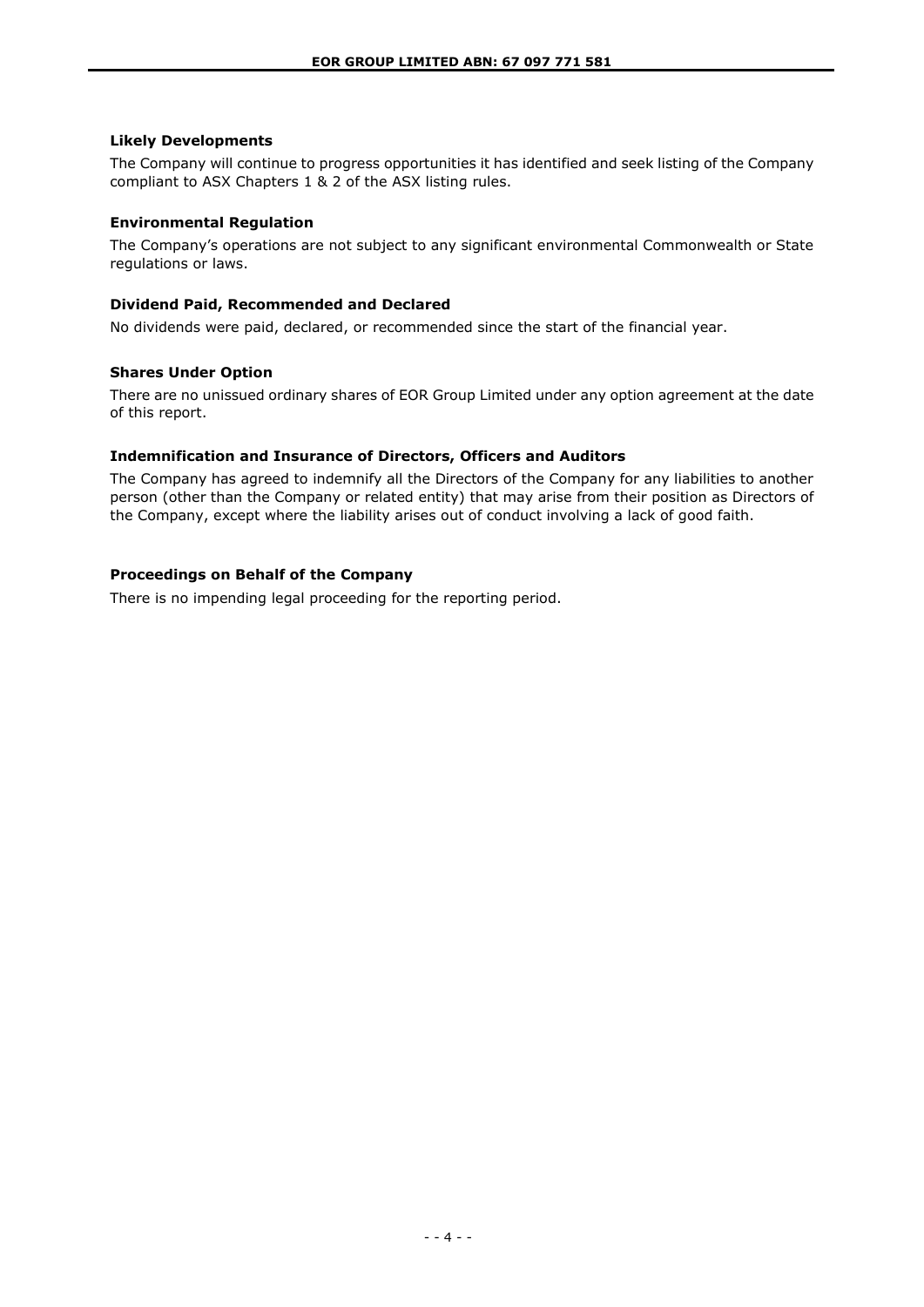### Likely Developments

The Company will continue to progress opportunities it has identified and seek listing of the Company compliant to ASX Chapters 1 & 2 of the ASX listing rules.

### Environmental Regulation

The Company's operations are not subject to any significant environmental Commonwealth or State regulations or laws.

### Dividend Paid, Recommended and Declared

No dividends were paid, declared, or recommended since the start of the financial year.

### Shares Under Option

There are no unissued ordinary shares of EOR Group Limited under any option agreement at the date of this report.

### Indemnification and Insurance of Directors, Officers and Auditors

The Company has agreed to indemnify all the Directors of the Company for any liabilities to another person (other than the Company or related entity) that may arise from their position as Directors of the Company, except where the liability arises out of conduct involving a lack of good faith.

### Proceedings on Behalf of the Company

There is no impending legal proceeding for the reporting period.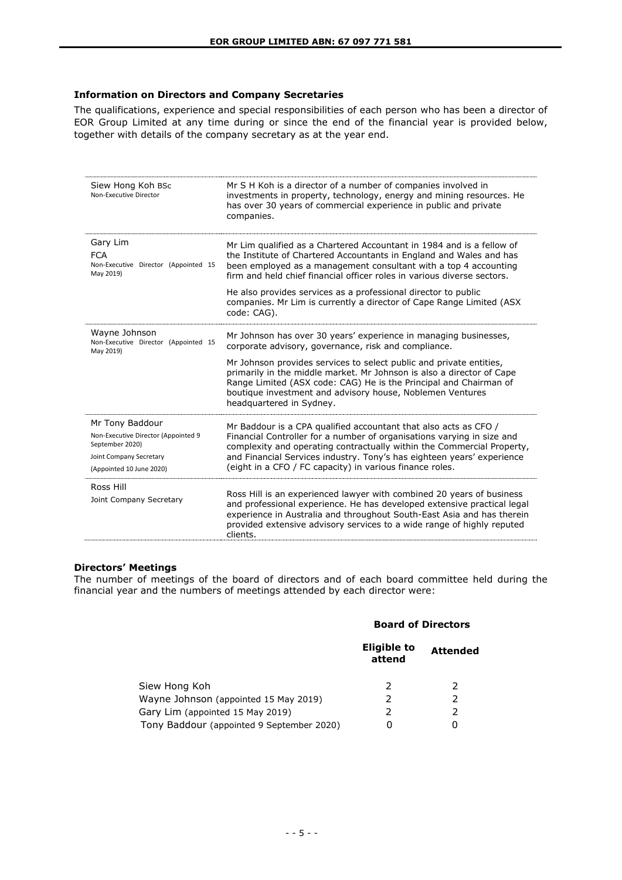### Information on Directors and Company Secretaries

The qualifications, experience and special responsibilities of each person who has been a director of EOR Group Limited at any time during or since the end of the financial year is provided below, together with details of the company secretary as at the year end.

| | |
|---|---|
| Siew Hong Koh BSc<br>Non-Executive Director | Mr S H Koh is a director of a number of companies involved in investments in property, technology, energy and mining resources. He has over 30 years of commercial experience in public and private companies. |
| Gary Lim<br>FCA<br>Non-Executive Director (Appointed 15 May 2019) | Mr Lim qualified as a Chartered Accountant in 1984 and is a fellow of the Institute of Chartered Accountants in England and Wales and has been employed as a management consultant with a top 4 accounting firm and held chief financial officer roles in various diverse sectors.<br><br>He also provides services as a professional director to public companies. Mr Lim is currently a director of Cape Range Limited (ASX code: CAG). |
| Wayne Johnson<br>Non-Executive Director (Appointed 15 May 2019) | Mr Johnson has over 30 years' experience in managing businesses, corporate advisory, governance, risk and compliance.<br><br>Mr Johnson provides services to select public and private entities, primarily in the middle market. Mr Johnson is also a director of Cape Range Limited (ASX code: CAG) He is the Principal and Chairman of boutique investment and advisory house, Noblemen Ventures headquartered in Sydney. |
| Mr Tony Baddour<br>Non-Executive Director (Appointed 9 September 2020)<br>Joint Company Secretary<br>(Appointed 10 June 2020) | Mr Baddour is a CPA qualified accountant that also acts as CFO / Financial Controller for a number of organisations varying in size and complexity and operating contractually within the Commercial Property, and Financial Services industry. Tony's has eighteen years' experience (eight in a CFO / FC capacity) in various finance roles. |
| Ross Hill<br>Joint Company Secretary | Ross Hill is an experienced lawyer with combined 20 years of business and professional experience. He has developed extensive practical legal experience in Australia and throughout South-East Asia and has therein provided extensive advisory services to a wide range of highly reputed clients. |

### Directors' Meetings

The number of meetings of the board of directors and of each board committee held during the financial year and the numbers of meetings attended by each director were:

| | Board of Directors | |
|---|---|---|
| | **Eligible to attend** | **Attended** |
| Siew Hong Koh | 2 | 2 |
| Wayne Johnson (appointed 15 May 2019) | 2 | 2 |
| Gary Lim (appointed 15 May 2019) | 2 | 2 |
| Tony Baddour (appointed 9 September 2020) | 0 | 0 |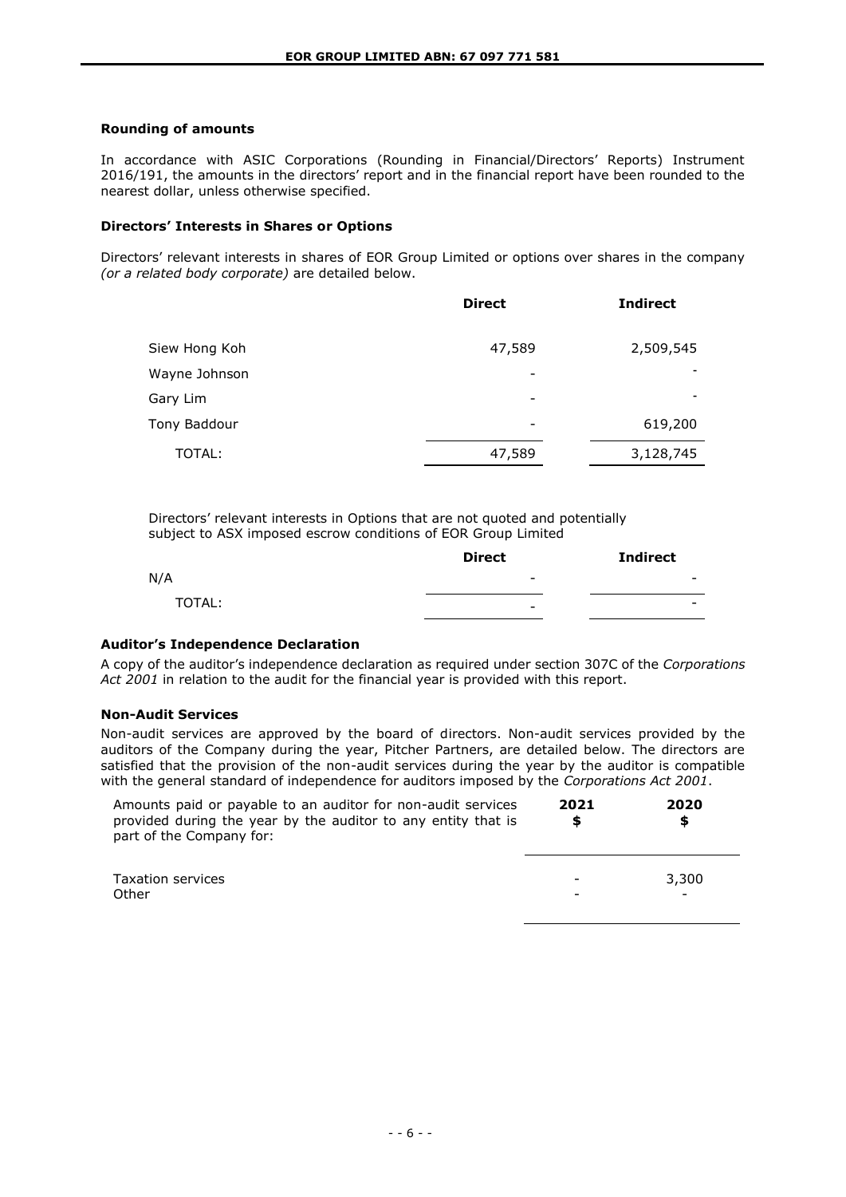### Rounding of amounts

In accordance with ASIC Corporations (Rounding in Financial/Directors' Reports) Instrument 2016/191, the amounts in the directors' report and in the financial report have been rounded to the nearest dollar, unless otherwise specified.

### Directors' Interests in Shares or Options

Directors' relevant interests in shares of EOR Group Limited or options over shares in the company *(or a related body corporate)* are detailed below.

| | Direct | Indirect |
|---|---|---|
| Siew Hong Koh | 47,589 | 2,509,545 |
| Wayne Johnson | - | - |
| Gary Lim | - | - |
| Tony Baddour | - | 619,200 |
| TOTAL: | 47,589 | 3,128,745 |

Directors' relevant interests in Options that are not quoted and potentially subject to ASX imposed escrow conditions of EOR Group Limited

| | Direct | Indirect |
|---|---|---|
| N/A | - | - |
| TOTAL: | - | - |

### Auditor's Independence Declaration

A copy of the auditor's independence declaration as required under section 307C of the *Corporations Act 2001* in relation to the audit for the financial year is provided with this report.

### Non-Audit Services

Non-audit services are approved by the board of directors. Non-audit services provided by the auditors of the Company during the year, Pitcher Partners, are detailed below. The directors are satisfied that the provision of the non-audit services during the year by the auditor is compatible with the general standard of independence for auditors imposed by the *Corporations Act 2001*.

| Amounts paid or payable to an auditor for non-audit services provided during the year by the auditor to any entity that is part of the Company for: | 2021 $ | 2020 $ |
|---|---|---|
| Taxation services | - | 3,300 |
| Other | - | - |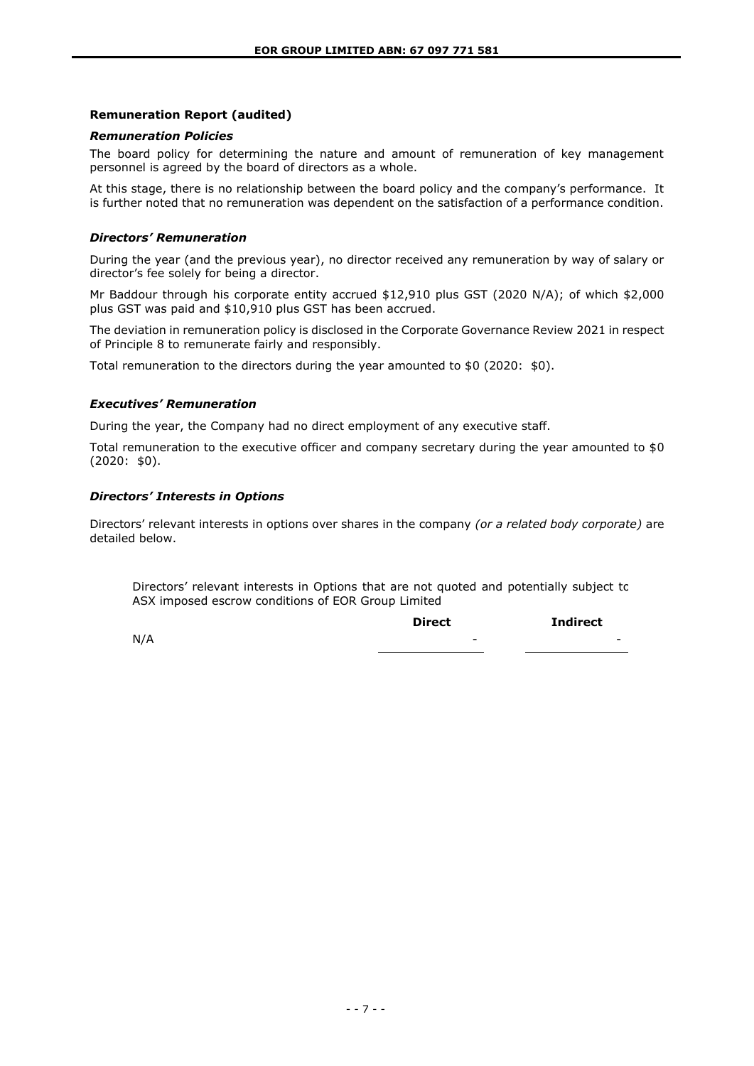## Remuneration Report (audited)

### *Remuneration Policies*

The board policy for determining the nature and amount of remuneration of key management personnel is agreed by the board of directors as a whole.

At this stage, there is no relationship between the board policy and the company's performance. It is further noted that no remuneration was dependent on the satisfaction of a performance condition.

### *Directors' Remuneration*

During the year (and the previous year), no director received any remuneration by way of salary or director's fee solely for being a director.

Mr Baddour through his corporate entity accrued $12,910 plus GST (2020 N/A); of which $2,000 plus GST was paid and $10,910 plus GST has been accrued.

The deviation in remuneration policy is disclosed in the Corporate Governance Review 2021 in respect of Principle 8 to remunerate fairly and responsibly.

Total remuneration to the directors during the year amounted to $0 (2020: $0).

### *Executives' Remuneration*

During the year, the Company had no direct employment of any executive staff.

Total remuneration to the executive officer and company secretary during the year amounted to $0 (2020: $0).

### *Directors' Interests in Options*

Directors' relevant interests in options over shares in the company *(or a related body corporate)* are detailed below.

Directors' relevant interests in Options that are not quoted and potentially subject to ASX imposed escrow conditions of EOR Group Limited

| | **Direct** | **Indirect** |
|---|---|---|
| N/A | - | - |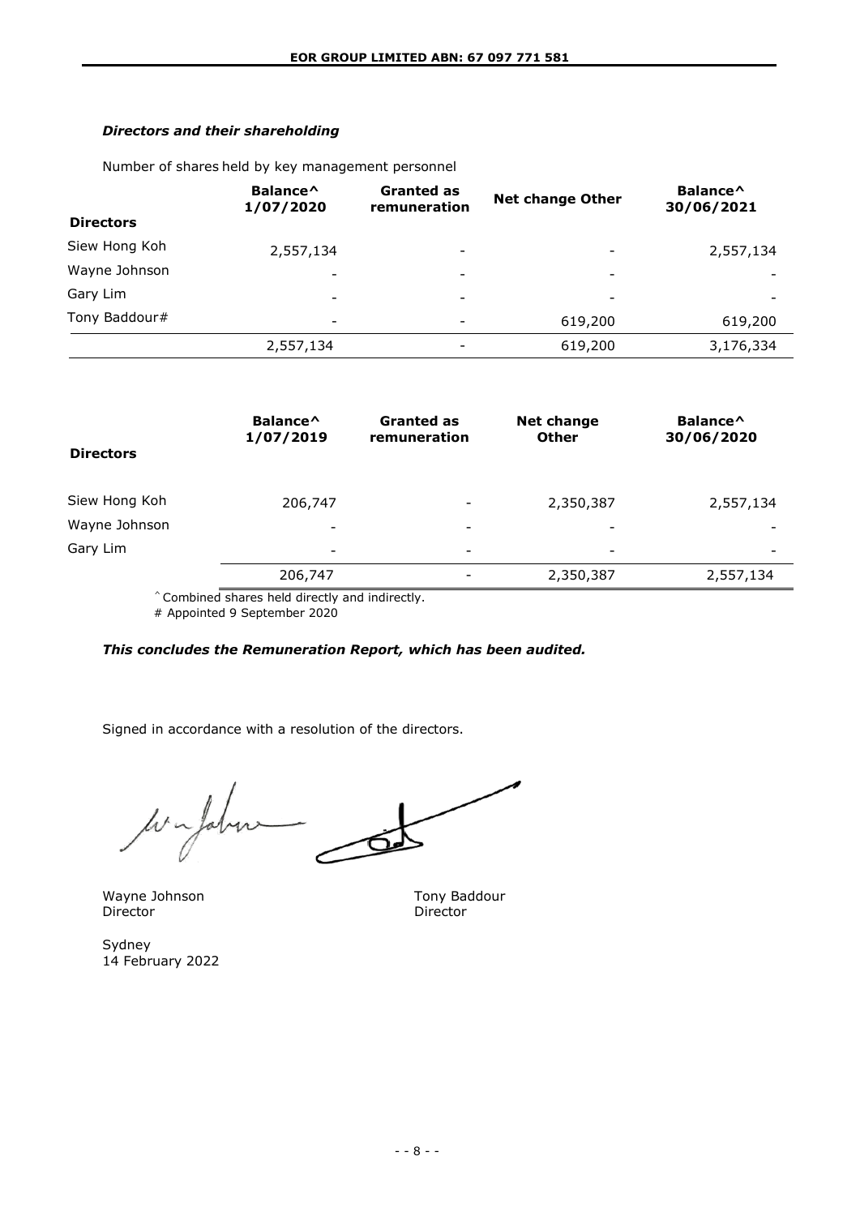### *Directors and their shareholding*

Number of shares held by key management personnel

| Directors | Balance^ 1/07/2020 | Granted as remuneration | Net change Other | Balance^ 30/06/2021 |
|---|---|---|---|---|
| Siew Hong Koh | 2,557,134 | - | - | 2,557,134 |
| Wayne Johnson | - | - | - | - |
| Gary Lim | - | - | - | - |
| Tony Baddour# | - | - | 619,200 | 619,200 |
| | 2,557,134 | - | 619,200 | 3,176,334 |

| Directors | Balance^ 1/07/2019 | Granted as remuneration | Net change Other | Balance^ 30/06/2020 |
|---|---|---|---|---|
| Siew Hong Koh | 206,747 | - | 2,350,387 | 2,557,134 |
| Wayne Johnson | - | - | - | - |
| Gary Lim | - | - | - | - |
| | 206,747 | - | 2,350,387 | 2,557,134 |

^ Combined shares held directly and indirectly.
# Appointed 9 September 2020

***This concludes the Remuneration Report, which has been audited.***

Signed in accordance with a resolution of the directors.

Wayne Johnson
Director

Tony Baddour
Director

Sydney
14 February 2022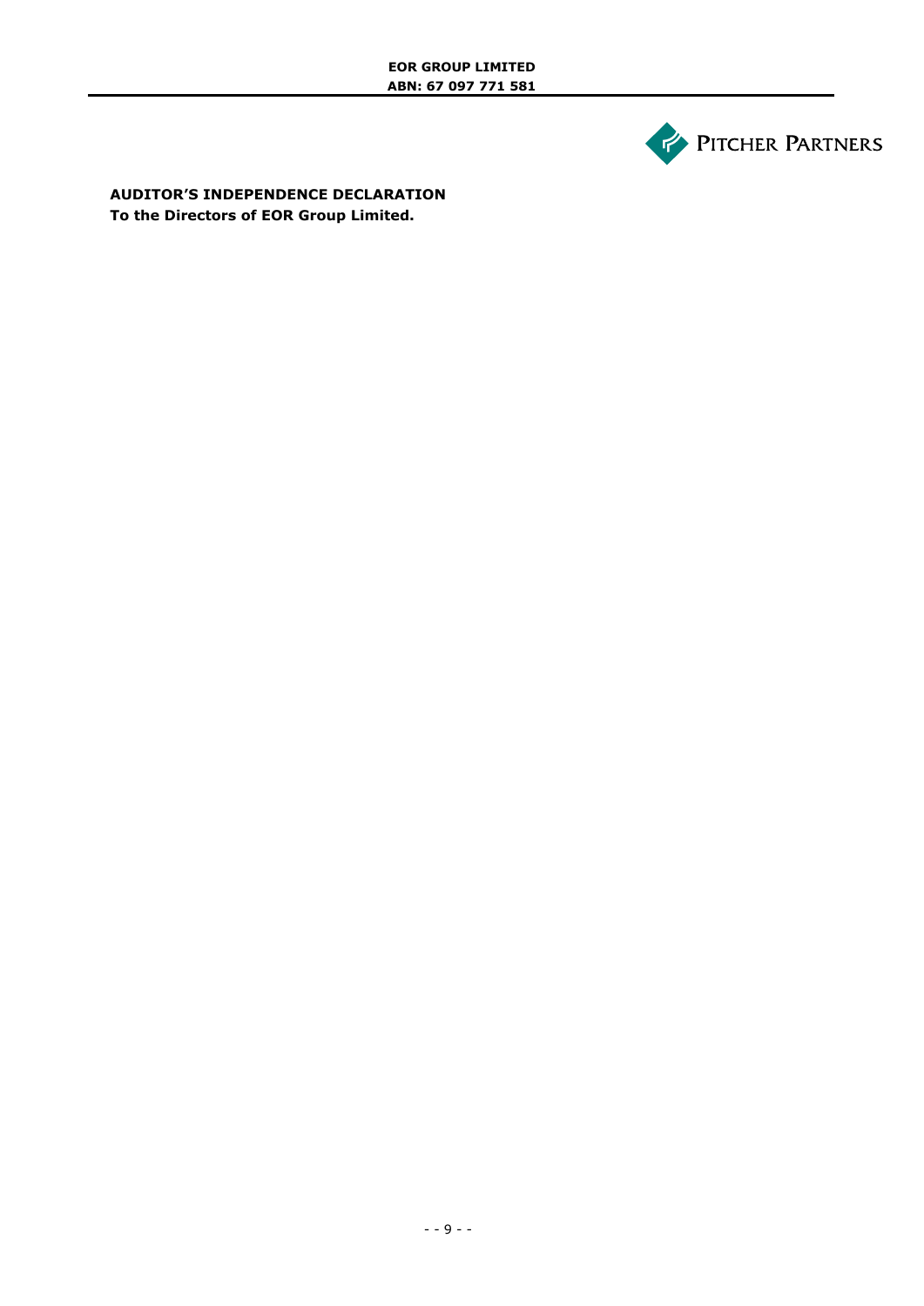**AUDITOR'S INDEPENDENCE DECLARATION**
**To the Directors of EOR Group Limited.**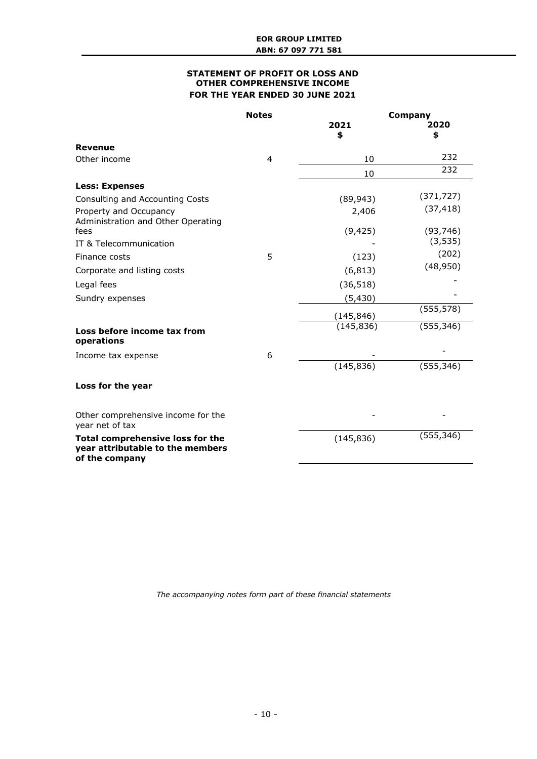**EOR GROUP LIMITED**
**ABN: 67 097 771 581**

## STATEMENT OF PROFIT OR LOSS AND OTHER COMPREHENSIVE INCOME FOR THE YEAR ENDED 30 JUNE 2021

| | Notes | Company | |
|---|---|---|---|
| | | **2021** **$** | **2020** **$** |
| **Revenue** | | | |
| Other income | 4 | 10 | 232 |
| | | 10 | 232 |
| **Less: Expenses** | | | |
| Consulting and Accounting Costs | | (89,943) | (371,727) |
| Property and Occupancy | | 2,406 | (37,418) |
| Administration and Other Operating fees | | (9,425) | (93,746) |
| IT & Telecommunication | | - | (3,535) |
| Finance costs | 5 | (123) | (202) |
| Corporate and listing costs | | (6,813) | (48,950) |
| Legal fees | | (36,518) | - |
| Sundry expenses | | (5,430) | - |
| | | (145,846) | (555,578) |
| **Loss before income tax from operations** | | (145,836) | (555,346) |
| Income tax expense | 6 | - | - |
| | | (145,836) | (555,346) |
| **Loss for the year** | | | |
| Other comprehensive income for the year net of tax | | - | - |
| **Total comprehensive loss for the year attributable to the members of the company** | | (145,836) | (555,346) |

*The accompanying notes form part of these financial statements*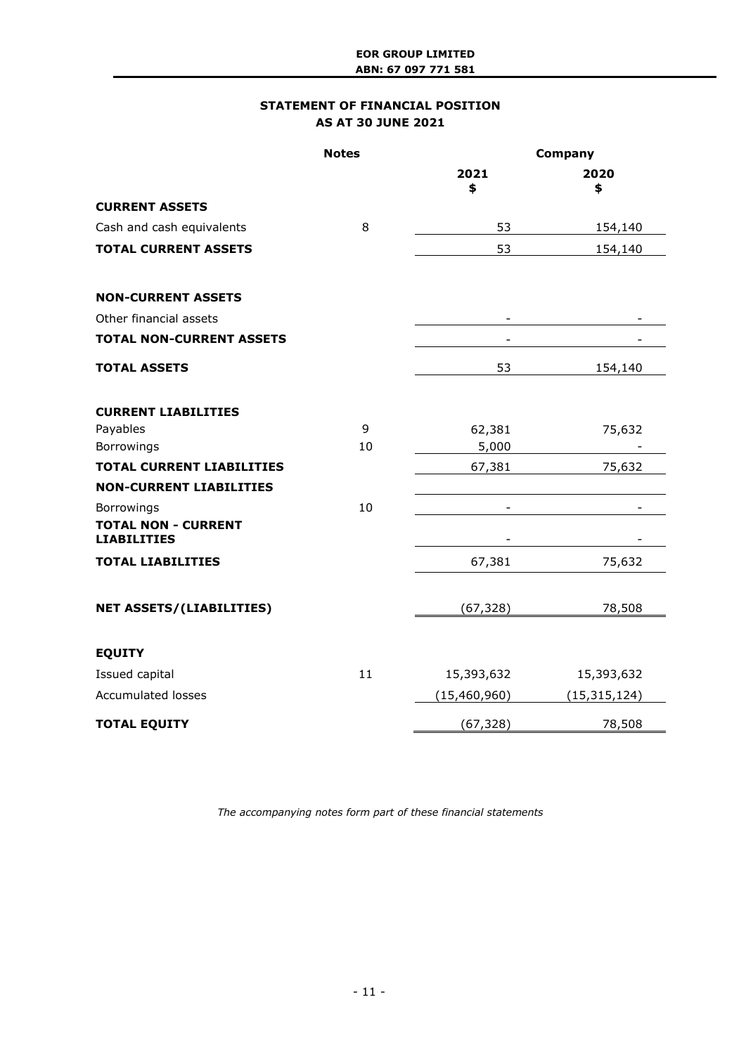**EOR GROUP LIMITED**
**ABN: 67 097 771 581**

## STATEMENT OF FINANCIAL POSITION
## AS AT 30 JUNE 2021

| | Notes | Company | |
|---|---|---|---|
| | | **2021** **$** | **2020** **$** |
| **CURRENT ASSETS** | | | |
| Cash and cash equivalents | 8 | 53 | 154,140 |
| **TOTAL CURRENT ASSETS** | | 53 | 154,140 |
| | | | |
| **NON-CURRENT ASSETS** | | | |
| Other financial assets | | - | - |
| **TOTAL NON-CURRENT ASSETS** | | - | - |
| **TOTAL ASSETS** | | 53 | 154,140 |
| | | | |
| **CURRENT LIABILITIES** | | | |
| Payables | 9 | 62,381 | 75,632 |
| Borrowings | 10 | 5,000 | - |
| **TOTAL CURRENT LIABILITIES** | | 67,381 | 75,632 |
| **NON-CURRENT LIABILITIES** | | | |
| Borrowings | 10 | - | - |
| **TOTAL NON - CURRENT LIABILITIES** | | - | - |
| **TOTAL LIABILITIES** | | 67,381 | 75,632 |
| | | | |
| **NET ASSETS/(LIABILITIES)** | | (67,328) | 78,508 |
| | | | |
| **EQUITY** | | | |
| Issued capital | 11 | 15,393,632 | 15,393,632 |
| Accumulated losses | | (15,460,960) | (15,315,124) |
| **TOTAL EQUITY** | | (67,328) | 78,508 |

*The accompanying notes form part of these financial statements*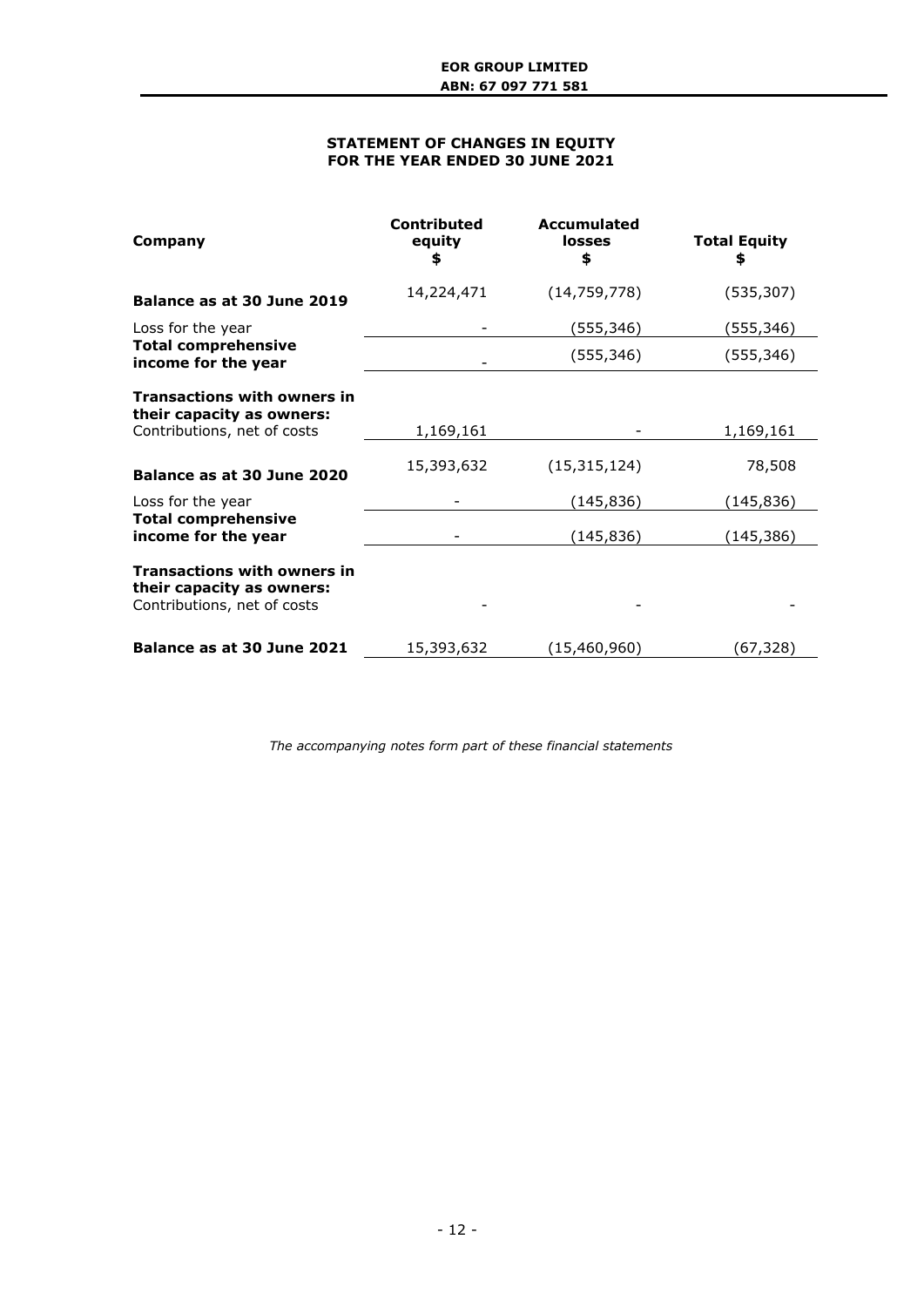**EOR GROUP LIMITED**
**ABN: 67 097 771 581**

## STATEMENT OF CHANGES IN EQUITY FOR THE YEAR ENDED 30 JUNE 2021

| Company | Contributed equity $ | Accumulated losses $ | Total Equity $ |
|---|---|---|---|
| **Balance as at 30 June 2019** | 14,224,471 | (14,759,778) | (535,307) |
| Loss for the year | - | (555,346) | (555,346) |
| **Total comprehensive income for the year** | - | (555,346) | (555,346) |
| **Transactions with owners in their capacity as owners:** | | | |
| Contributions, net of costs | 1,169,161 | - | 1,169,161 |
| **Balance as at 30 June 2020** | 15,393,632 | (15,315,124) | 78,508 |
| Loss for the year | - | (145,836) | (145,836) |
| **Total comprehensive income for the year** | - | (145,836) | (145,386) |
| **Transactions with owners in their capacity as owners:** | | | |
| Contributions, net of costs | - | - | - |
| **Balance as at 30 June 2021** | 15,393,632 | (15,460,960) | (67,328) |

*The accompanying notes form part of these financial statements*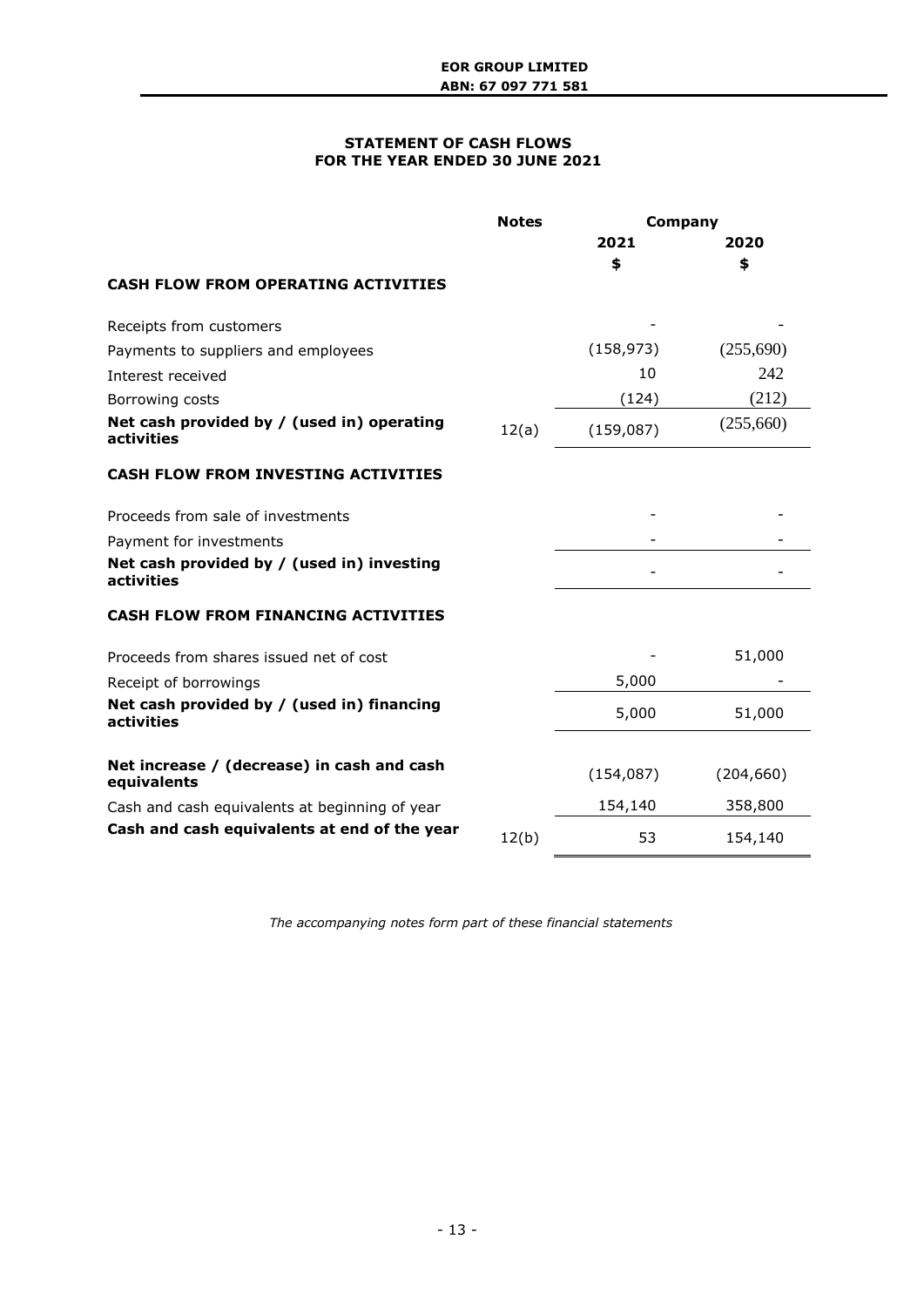**EOR GROUP LIMITED**
**ABN: 67 097 771 581**

## STATEMENT OF CASH FLOWS
## FOR THE YEAR ENDED 30 JUNE 2021

| | Notes | Company | |
|---|---|---|---|
| | | 2021 | 2020 |
| | | $ | $ |
| **CASH FLOW FROM OPERATING ACTIVITIES** | | | |
| Receipts from customers | | - | - |
| Payments to suppliers and employees | | (158,973) | (255,690) |
| Interest received | | 10 | 242 |
| Borrowing costs | | (124) | (212) |
| **Net cash provided by / (used in) operating activities** | 12(a) | (159,087) | (255,660) |
| **CASH FLOW FROM INVESTING ACTIVITIES** | | | |
| Proceeds from sale of investments | | - | - |
| Payment for investments | | - | - |
| **Net cash provided by / (used in) investing activities** | | - | - |
| **CASH FLOW FROM FINANCING ACTIVITIES** | | | |
| Proceeds from shares issued net of cost | | - | 51,000 |
| Receipt of borrowings | | 5,000 | - |
| **Net cash provided by / (used in) financing activities** | | 5,000 | 51,000 |
| **Net increase / (decrease) in cash and cash equivalents** | | (154,087) | (204,660) |
| Cash and cash equivalents at beginning of year | | 154,140 | 358,800 |
| **Cash and cash equivalents at end of the year** | 12(b) | 53 | 154,140 |

*The accompanying notes form part of these financial statements*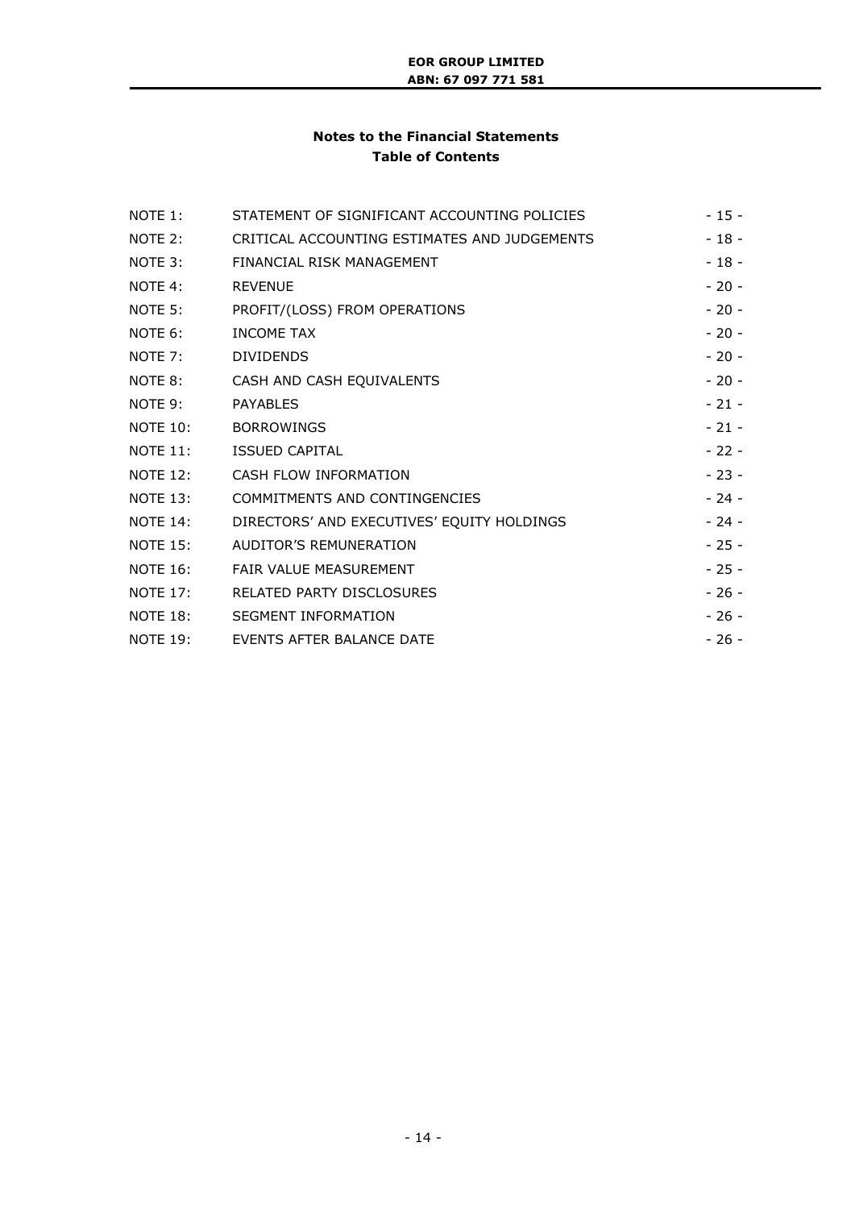## Notes to the Financial Statements
## Table of Contents

| | | |
|---|---|---|
| NOTE 1: | STATEMENT OF SIGNIFICANT ACCOUNTING POLICIES | - 15 - |
| NOTE 2: | CRITICAL ACCOUNTING ESTIMATES AND JUDGEMENTS | - 18 - |
| NOTE 3: | FINANCIAL RISK MANAGEMENT | - 18 - |
| NOTE 4: | REVENUE | - 20 - |
| NOTE 5: | PROFIT/(LOSS) FROM OPERATIONS | - 20 - |
| NOTE 6: | INCOME TAX | - 20 - |
| NOTE 7: | DIVIDENDS | - 20 - |
| NOTE 8: | CASH AND CASH EQUIVALENTS | - 20 - |
| NOTE 9: | PAYABLES | - 21 - |
| NOTE 10: | BORROWINGS | - 21 - |
| NOTE 11: | ISSUED CAPITAL | - 22 - |
| NOTE 12: | CASH FLOW INFORMATION | - 23 - |
| NOTE 13: | COMMITMENTS AND CONTINGENCIES | - 24 - |
| NOTE 14: | DIRECTORS' AND EXECUTIVES' EQUITY HOLDINGS | - 24 - |
| NOTE 15: | AUDITOR'S REMUNERATION | - 25 - |
| NOTE 16: | FAIR VALUE MEASUREMENT | - 25 - |
| NOTE 17: | RELATED PARTY DISCLOSURES | - 26 - |
| NOTE 18: | SEGMENT INFORMATION | - 26 - |
| NOTE 19: | EVENTS AFTER BALANCE DATE | - 26 - |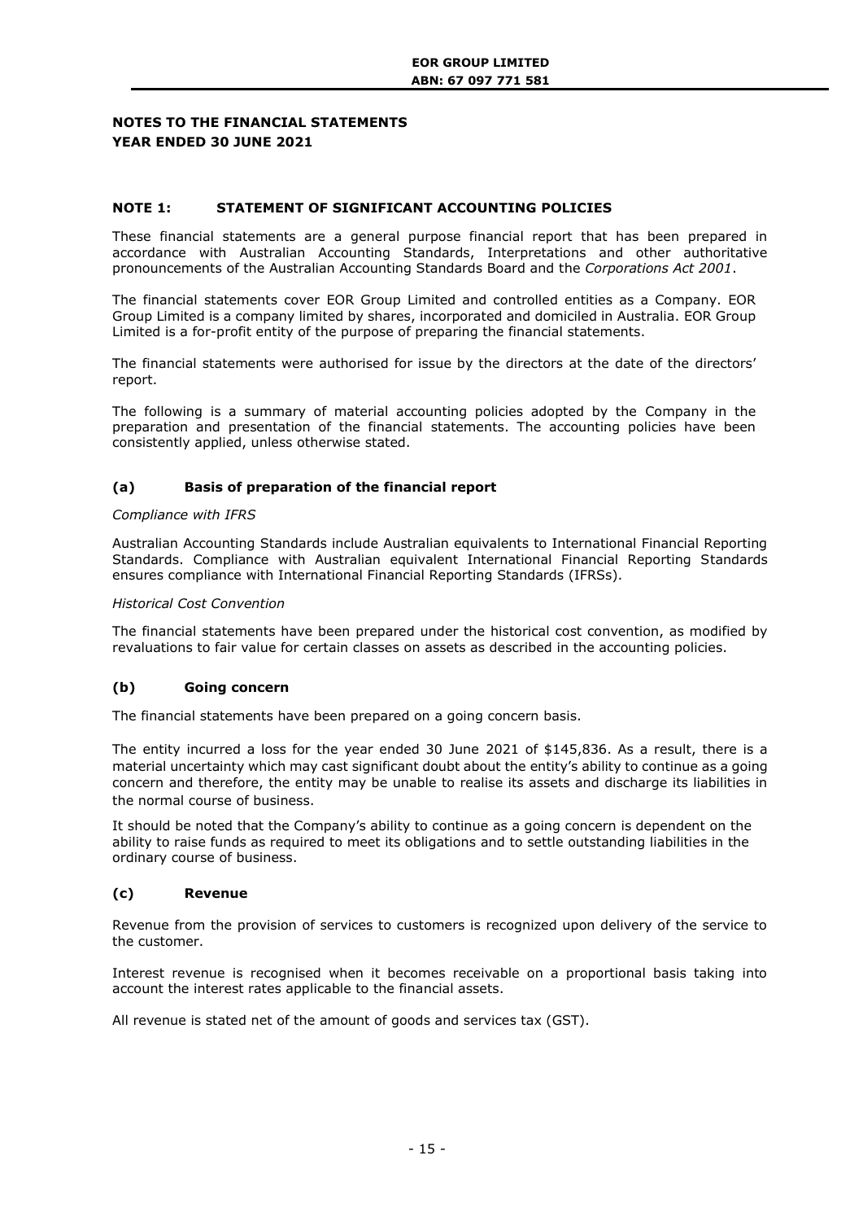# NOTES TO THE FINANCIAL STATEMENTS
# YEAR ENDED 30 JUNE 2021

## NOTE 1: STATEMENT OF SIGNIFICANT ACCOUNTING POLICIES

These financial statements are a general purpose financial report that has been prepared in accordance with Australian Accounting Standards, Interpretations and other authoritative pronouncements of the Australian Accounting Standards Board and the *Corporations Act 2001*.

The financial statements cover EOR Group Limited and controlled entities as a Company. EOR Group Limited is a company limited by shares, incorporated and domiciled in Australia. EOR Group Limited is a for-profit entity of the purpose of preparing the financial statements.

The financial statements were authorised for issue by the directors at the date of the directors' report.

The following is a summary of material accounting policies adopted by the Company in the preparation and presentation of the financial statements. The accounting policies have been consistently applied, unless otherwise stated.

### (a) Basis of preparation of the financial report

*Compliance with IFRS*

Australian Accounting Standards include Australian equivalents to International Financial Reporting Standards. Compliance with Australian equivalent International Financial Reporting Standards ensures compliance with International Financial Reporting Standards (IFRSs).

*Historical Cost Convention*

The financial statements have been prepared under the historical cost convention, as modified by revaluations to fair value for certain classes on assets as described in the accounting policies.

### (b) Going concern

The financial statements have been prepared on a going concern basis.

The entity incurred a loss for the year ended 30 June 2021 of $145,836. As a result, there is a material uncertainty which may cast significant doubt about the entity's ability to continue as a going concern and therefore, the entity may be unable to realise its assets and discharge its liabilities in the normal course of business.

It should be noted that the Company's ability to continue as a going concern is dependent on the ability to raise funds as required to meet its obligations and to settle outstanding liabilities in the ordinary course of business.

### (c) Revenue

Revenue from the provision of services to customers is recognized upon delivery of the service to the customer.

Interest revenue is recognised when it becomes receivable on a proportional basis taking into account the interest rates applicable to the financial assets.

All revenue is stated net of the amount of goods and services tax (GST).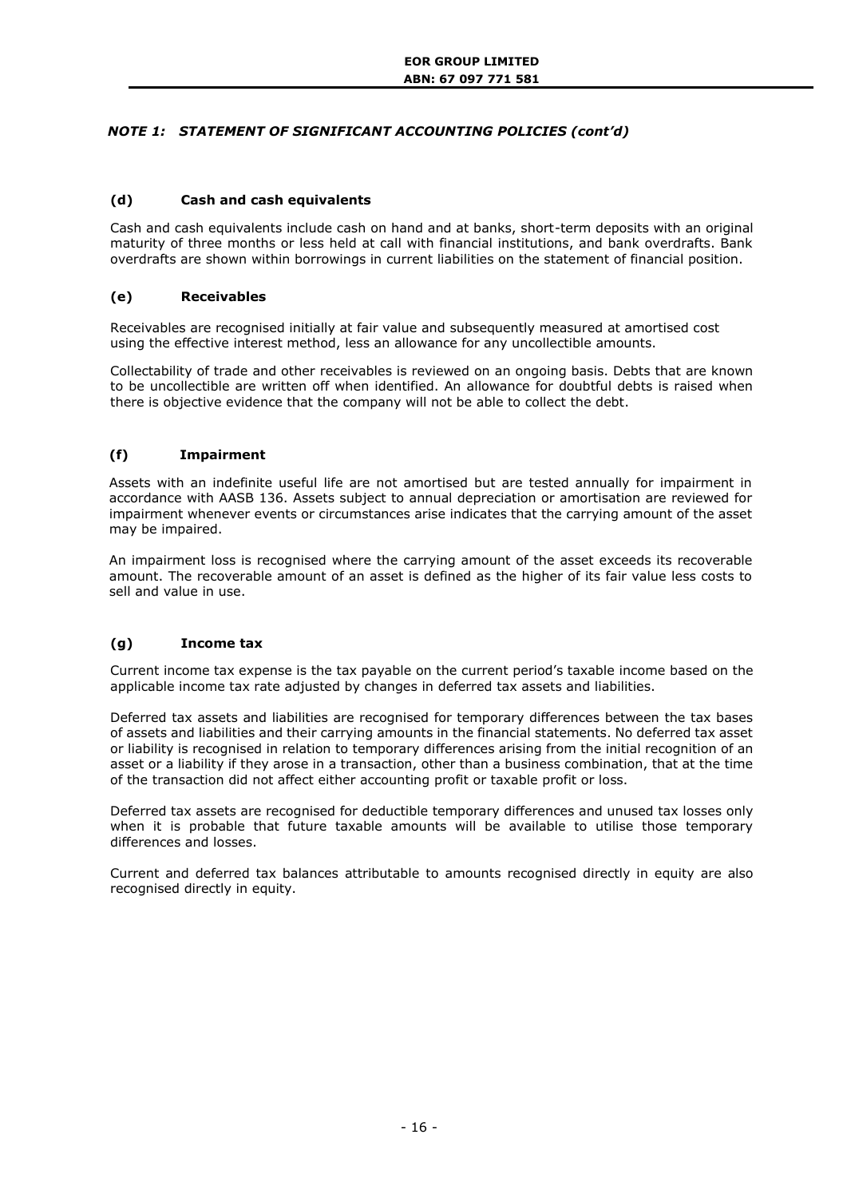## *NOTE 1: STATEMENT OF SIGNIFICANT ACCOUNTING POLICIES (cont'd)*

### (d) Cash and cash equivalents

Cash and cash equivalents include cash on hand and at banks, short-term deposits with an original maturity of three months or less held at call with financial institutions, and bank overdrafts. Bank overdrafts are shown within borrowings in current liabilities on the statement of financial position.

### (e) Receivables

Receivables are recognised initially at fair value and subsequently measured at amortised cost using the effective interest method, less an allowance for any uncollectible amounts.

Collectability of trade and other receivables is reviewed on an ongoing basis. Debts that are known to be uncollectible are written off when identified. An allowance for doubtful debts is raised when there is objective evidence that the company will not be able to collect the debt.

### (f) Impairment

Assets with an indefinite useful life are not amortised but are tested annually for impairment in accordance with AASB 136. Assets subject to annual depreciation or amortisation are reviewed for impairment whenever events or circumstances arise indicates that the carrying amount of the asset may be impaired.

An impairment loss is recognised where the carrying amount of the asset exceeds its recoverable amount. The recoverable amount of an asset is defined as the higher of its fair value less costs to sell and value in use.

### (g) Income tax

Current income tax expense is the tax payable on the current period's taxable income based on the applicable income tax rate adjusted by changes in deferred tax assets and liabilities.

Deferred tax assets and liabilities are recognised for temporary differences between the tax bases of assets and liabilities and their carrying amounts in the financial statements. No deferred tax asset or liability is recognised in relation to temporary differences arising from the initial recognition of an asset or a liability if they arose in a transaction, other than a business combination, that at the time of the transaction did not affect either accounting profit or taxable profit or loss.

Deferred tax assets are recognised for deductible temporary differences and unused tax losses only when it is probable that future taxable amounts will be available to utilise those temporary differences and losses.

Current and deferred tax balances attributable to amounts recognised directly in equity are also recognised directly in equity.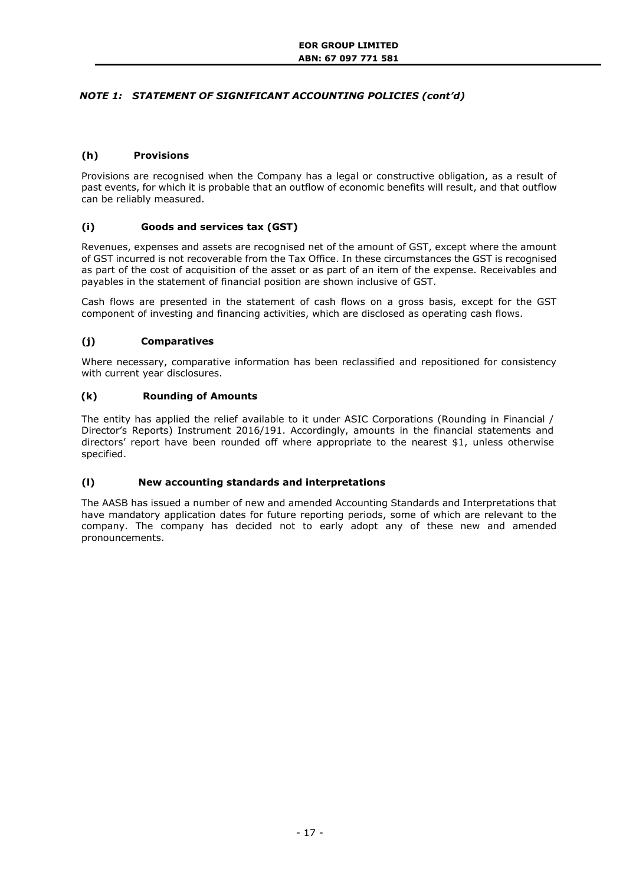### *NOTE 1: STATEMENT OF SIGNIFICANT ACCOUNTING POLICIES (cont'd)*

#### (h) Provisions

Provisions are recognised when the Company has a legal or constructive obligation, as a result of past events, for which it is probable that an outflow of economic benefits will result, and that outflow can be reliably measured.

#### (i) Goods and services tax (GST)

Revenues, expenses and assets are recognised net of the amount of GST, except where the amount of GST incurred is not recoverable from the Tax Office. In these circumstances the GST is recognised as part of the cost of acquisition of the asset or as part of an item of the expense. Receivables and payables in the statement of financial position are shown inclusive of GST.

Cash flows are presented in the statement of cash flows on a gross basis, except for the GST component of investing and financing activities, which are disclosed as operating cash flows.

#### (j) Comparatives

Where necessary, comparative information has been reclassified and repositioned for consistency with current year disclosures.

#### (k) Rounding of Amounts

The entity has applied the relief available to it under ASIC Corporations (Rounding in Financial / Director's Reports) Instrument 2016/191. Accordingly, amounts in the financial statements and directors' report have been rounded off where appropriate to the nearest $1, unless otherwise specified.

#### (l) New accounting standards and interpretations

The AASB has issued a number of new and amended Accounting Standards and Interpretations that have mandatory application dates for future reporting periods, some of which are relevant to the company. The company has decided not to early adopt any of these new and amended pronouncements.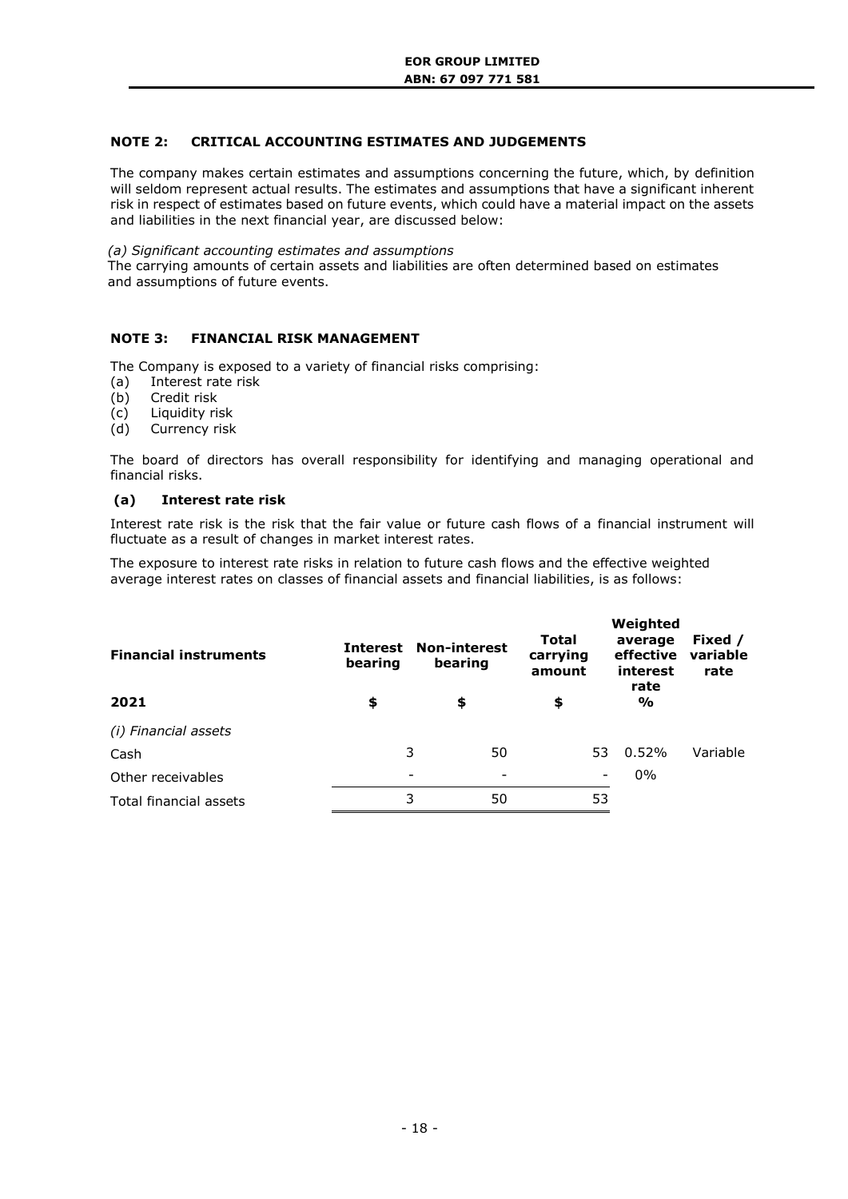## NOTE 2: CRITICAL ACCOUNTING ESTIMATES AND JUDGEMENTS

The company makes certain estimates and assumptions concerning the future, which, by definition will seldom represent actual results. The estimates and assumptions that have a significant inherent risk in respect of estimates based on future events, which could have a material impact on the assets and liabilities in the next financial year, are discussed below:

*(a) Significant accounting estimates and assumptions*

The carrying amounts of certain assets and liabilities are often determined based on estimates and assumptions of future events.

## NOTE 3: FINANCIAL RISK MANAGEMENT

The Company is exposed to a variety of financial risks comprising:

(a) Interest rate risk
(b) Credit risk
(c) Liquidity risk
(d) Currency risk

The board of directors has overall responsibility for identifying and managing operational and financial risks.

### (a) Interest rate risk

Interest rate risk is the risk that the fair value or future cash flows of a financial instrument will fluctuate as a result of changes in market interest rates.

The exposure to interest rate risks in relation to future cash flows and the effective weighted average interest rates on classes of financial assets and financial liabilities, is as follows:

| **Financial instruments** | **Interest bearing** | **Non-interest bearing** | **Total carrying amount** | **Weighted average effective interest rate** | **Fixed / variable rate** |
|---|---|---|---|---|---|
| **2021** | **$** | **$** | **$** | **%** | |
| *(i) Financial assets* | | | | | |
| Cash | 3 | 50 | 53 | 0.52% | Variable |
| Other receivables | - | - | - | 0% | |
| Total financial assets | 3 | 50 | 53 | | |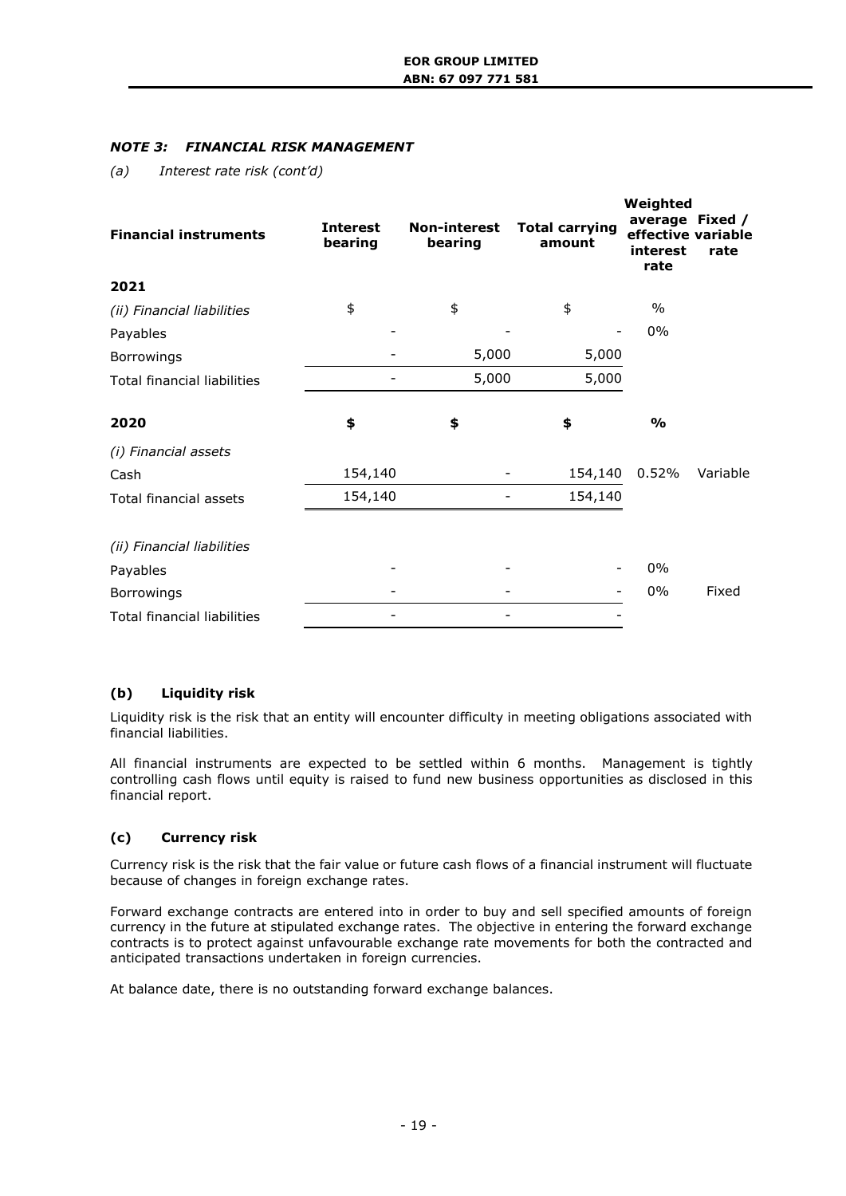### *NOTE 3: FINANCIAL RISK MANAGEMENT*

*(a) Interest rate risk (cont'd)*

| **Financial instruments** | **Interest bearing** | **Non-interest bearing** | **Total carrying amount** | **Weighted average effective interest rate** | **Fixed / variable rate** |
|---|---|---|---|---|---|
| **2021** | | | | | |
| *(ii) Financial liabilities* | $ | $ | $ | % | |
| Payables | - | - | - | 0% | |
| Borrowings | - | 5,000 | 5,000 | | |
| Total financial liabilities | - | 5,000 | 5,000 | | |
| **2020** | **$** | **$** | **$** | **%** | |
| *(i) Financial assets* | | | | | |
| Cash | 154,140 | - | 154,140 | 0.52% | Variable |
| Total financial assets | 154,140 | - | 154,140 | | |
| *(ii) Financial liabilities* | | | | | |
| Payables | - | - | - | 0% | |
| Borrowings | - | - | - | 0% | Fixed |
| Total financial liabilities | - | - | - | | |

### (b) Liquidity risk

Liquidity risk is the risk that an entity will encounter difficulty in meeting obligations associated with financial liabilities.

All financial instruments are expected to be settled within 6 months. Management is tightly controlling cash flows until equity is raised to fund new business opportunities as disclosed in this financial report.

### (c) Currency risk

Currency risk is the risk that the fair value or future cash flows of a financial instrument will fluctuate because of changes in foreign exchange rates.

Forward exchange contracts are entered into in order to buy and sell specified amounts of foreign currency in the future at stipulated exchange rates. The objective in entering the forward exchange contracts is to protect against unfavourable exchange rate movements for both the contracted and anticipated transactions undertaken in foreign currencies.

At balance date, there is no outstanding forward exchange balances.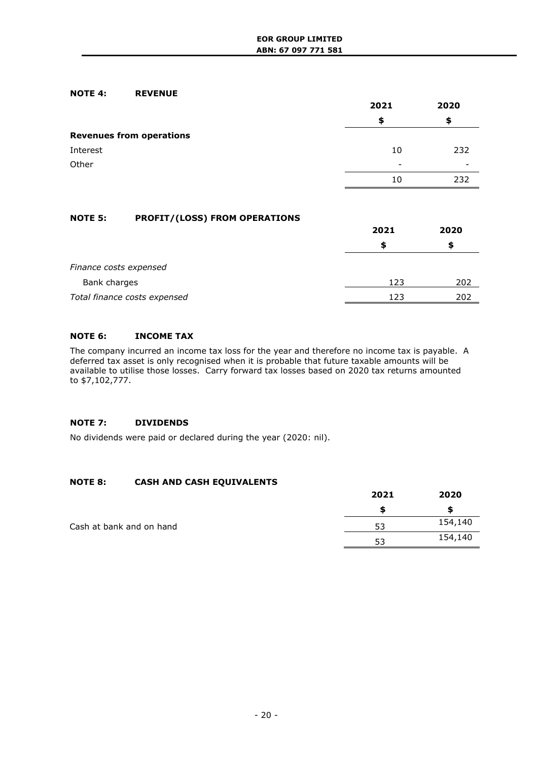## NOTE 4: REVENUE

| | 2021 | 2020 |
|---|---|---|
| | $ | $ |
| **Revenues from operations** | | |
| Interest | 10 | 232 |
| Other | - | - |
| | 10 | 232 |

## NOTE 5: PROFIT/(LOSS) FROM OPERATIONS

| | 2021 | 2020 |
|---|---|---|
| | $ | $ |
| *Finance costs expensed* | | |
| Bank charges | 123 | 202 |
| *Total finance costs expensed* | 123 | 202 |

## NOTE 6: INCOME TAX

The company incurred an income tax loss for the year and therefore no income tax is payable. A deferred tax asset is only recognised when it is probable that future taxable amounts will be available to utilise those losses. Carry forward tax losses based on 2020 tax returns amounted to $7,102,777.

## NOTE 7: DIVIDENDS

No dividends were paid or declared during the year (2020: nil).

## NOTE 8: CASH AND CASH EQUIVALENTS

| | 2021 | 2020 |
|---|---|---|
| | $ | $ |
| Cash at bank and on hand | 53 | 154,140 |
| | 53 | 154,140 |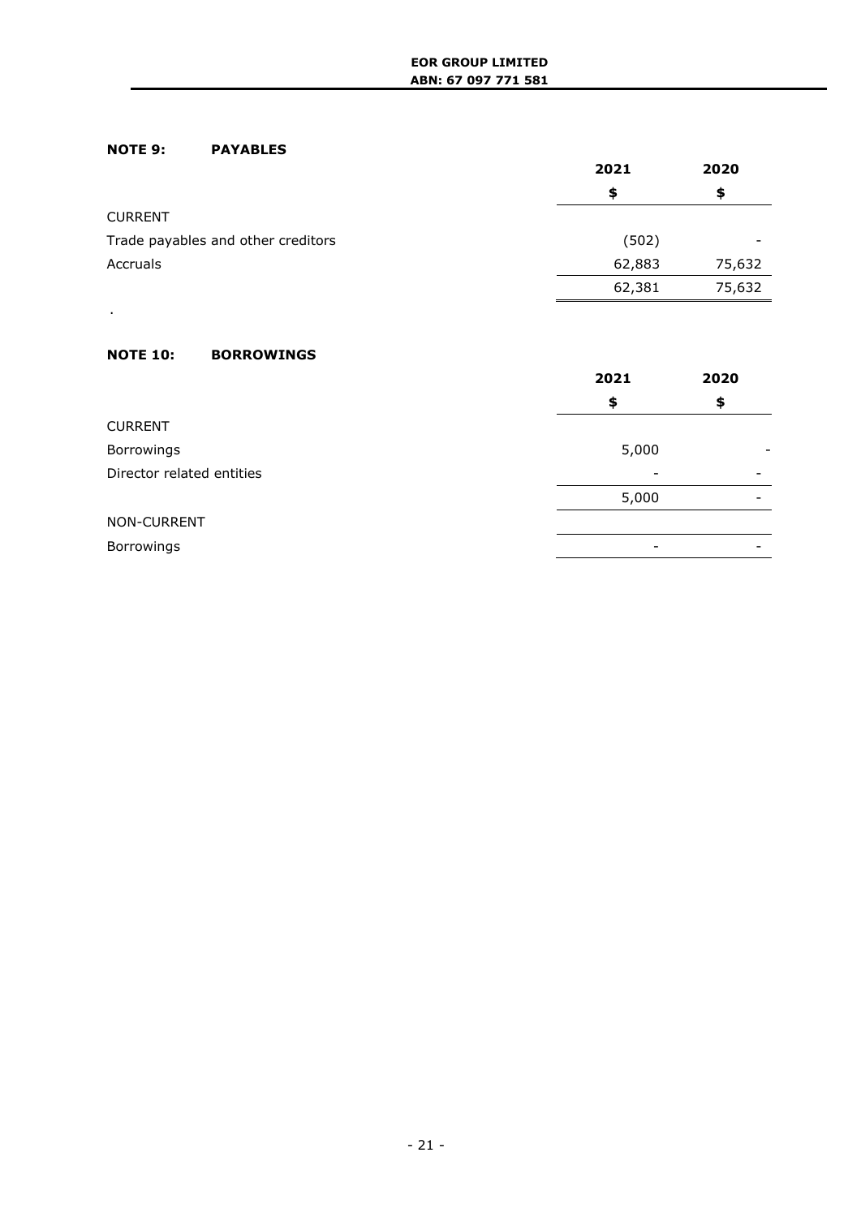## NOTE 9: PAYABLES

| | 2021 | 2020 |
|---|---|---|
| | $ | $ |
| CURRENT | | |
| Trade payables and other creditors | (502) | - |
| Accruals | 62,883 | 75,632 |
| | 62,381 | 75,632 |

.

## NOTE 10: BORROWINGS

| | 2021 | 2020 |
|---|---|---|
| | $ | $ |
| CURRENT | | |
| Borrowings | 5,000 | - |
| Director related entities | - | - |
| | 5,000 | - |
| NON-CURRENT | | |
| Borrowings | - | - |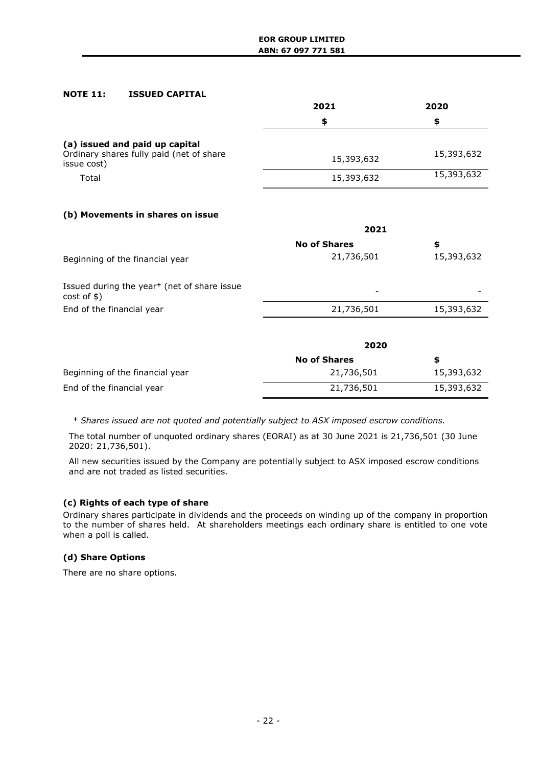## NOTE 11: ISSUED CAPITAL

| | 2021 | 2020 |
|---|---|---|
| | $ | $ |
| **(a) issued and paid up capital** | | |
| Ordinary shares fully paid (net of share issue cost) | 15,393,632 | 15,393,632 |
| Total | 15,393,632 | 15,393,632 |

**(b) Movements in shares on issue**

| | 2021 | |
|---|---|---|
| | **No of Shares** | **$** |
| Beginning of the financial year | 21,736,501 | 15,393,632 |
| Issued during the year+ (net of share issue cost of $) | - | - |
| End of the financial year | 21,736,501 | 15,393,632 |

| | 2020 | |
|---|---|---|
| | **No of Shares** | **$** |
| Beginning of the financial year | 21,736,501 | 15,393,632 |
| End of the financial year | 21,736,501 | 15,393,632 |

\+ *Shares issued are not quoted and potentially subject to ASX imposed escrow conditions.*

The total number of unquoted ordinary shares (EORAI) as at 30 June 2021 is 21,736,501 (30 June 2020: 21,736,501).

All new securities issued by the Company are potentially subject to ASX imposed escrow conditions and are not traded as listed securities.

**(c) Rights of each type of share**

Ordinary shares participate in dividends and the proceeds on winding up of the company in proportion to the number of shares held. At shareholders meetings each ordinary share is entitled to one vote when a poll is called.

**(d) Share Options**

There are no share options.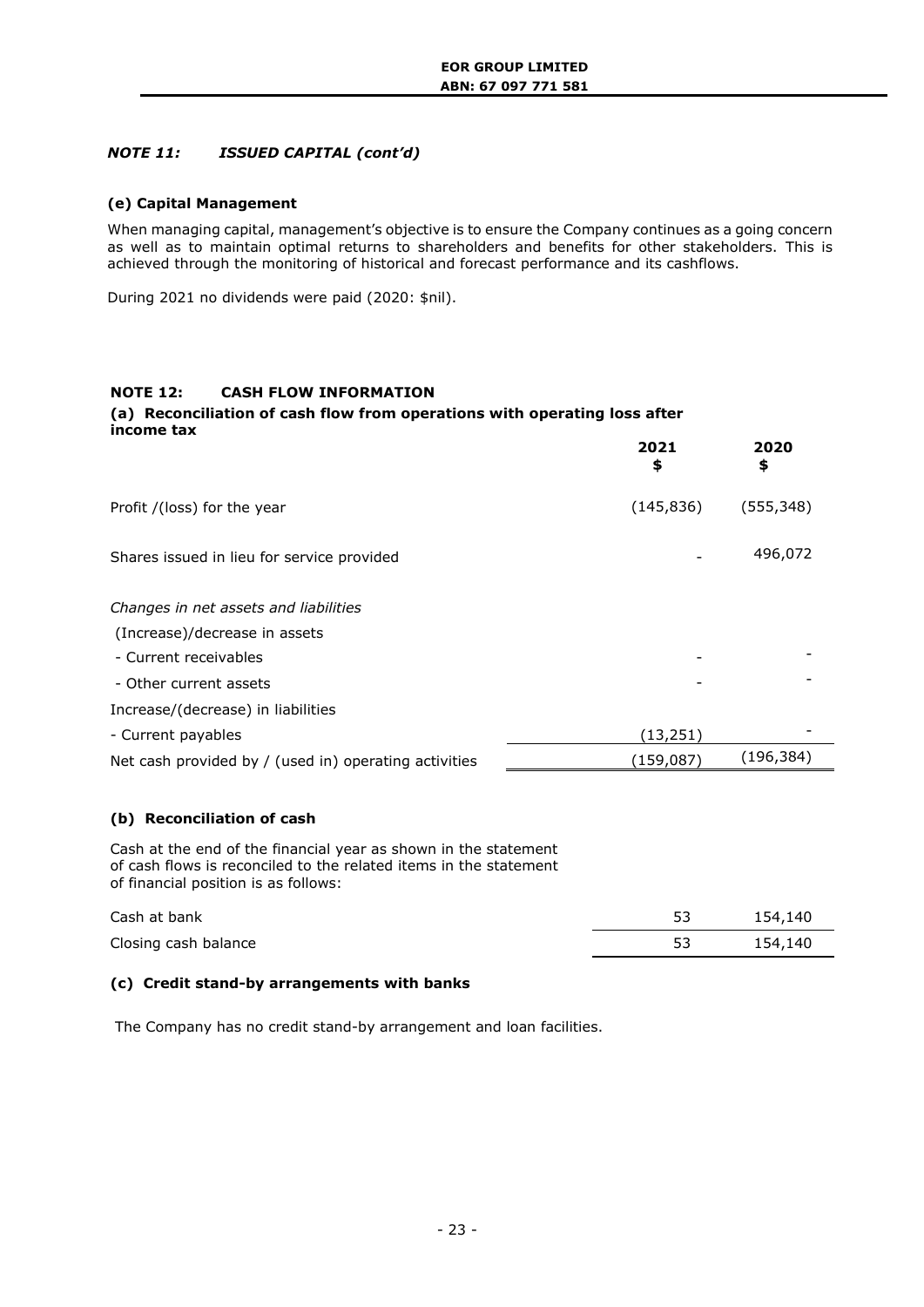### *NOTE 11: ISSUED CAPITAL (cont'd)*

**(e) Capital Management**

When managing capital, management's objective is to ensure the Company continues as a going concern as well as to maintain optimal returns to shareholders and benefits for other stakeholders. This is achieved through the monitoring of historical and forecast performance and its cashflows.

During 2021 no dividends were paid (2020: $nil).

## NOTE 12: CASH FLOW INFORMATION

**(a) Reconciliation of cash flow from operations with operating loss after income tax**

| | 2021<br>$ | 2020<br>$ |
|---|---|---|
| Profit /(loss) for the year | (145,836) | (555,348) |
| Shares issued in lieu for service provided | - | 496,072 |
| *Changes in net assets and liabilities* | | |
| (Increase)/decrease in assets | | |
| - Current receivables | - | - |
| - Other current assets | - | - |
| Increase/(decrease) in liabilities | | |
| - Current payables | (13,251) | - |
| Net cash provided by / (used in) operating activities | (159,087) | (196,384) |

**(b) Reconciliation of cash**

Cash at the end of the financial year as shown in the statement of cash flows is reconciled to the related items in the statement of financial position is as follows:

| | 2021<br>$ | 2020<br>$ |
|---|---|---|
| Cash at bank | 53 | 154,140 |
| Closing cash balance | 53 | 154,140 |

**(c) Credit stand-by arrangements with banks**

The Company has no credit stand-by arrangement and loan facilities.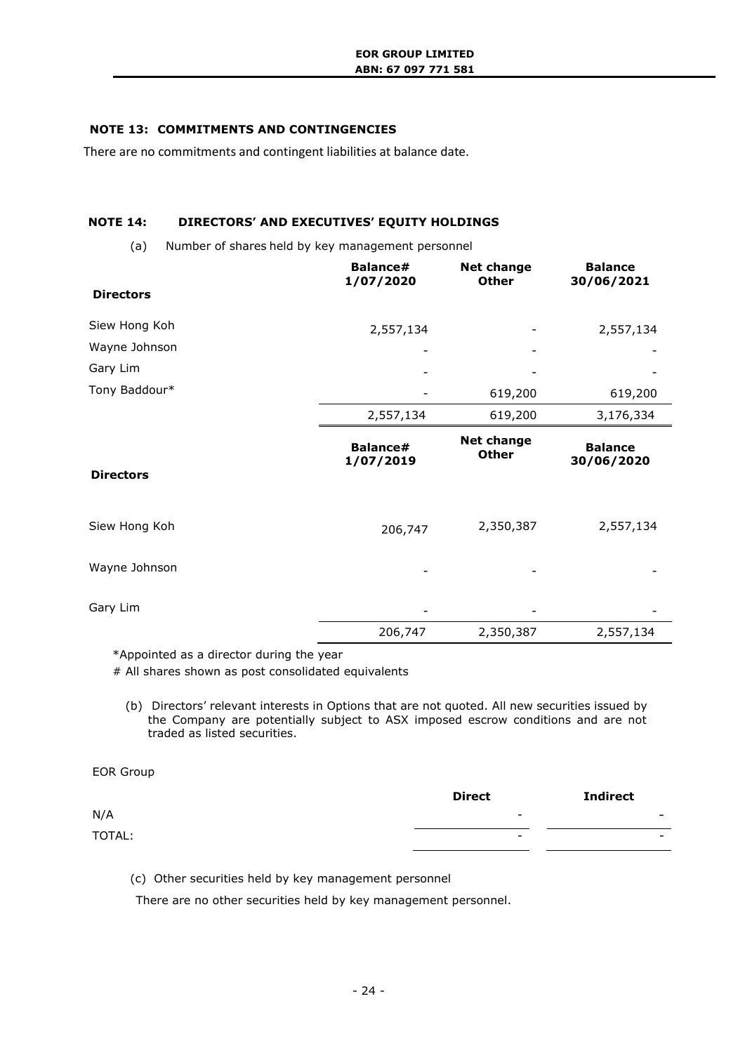## NOTE 13: COMMITMENTS AND CONTINGENCIES

There are no commitments and contingent liabilities at balance date.

## NOTE 14: DIRECTORS' AND EXECUTIVES' EQUITY HOLDINGS

(a) Number of shares held by key management personnel

| Directors | Balance# 1/07/2020 | Net change Other | Balance 30/06/2021 |
|---|---|---|---|
| Siew Hong Koh | 2,557,134 | - | 2,557,134 |
| Wayne Johnson | - | - | - |
| Gary Lim | - | - | - |
| Tony Baddour* | - | 619,200 | 619,200 |
| | 2,557,134 | 619,200 | 3,176,334 |

| Directors | Balance# 1/07/2019 | Net change Other | Balance 30/06/2020 |
|---|---|---|---|
| Siew Hong Koh | 206,747 | 2,350,387 | 2,557,134 |
| Wayne Johnson | - | - | - |
| Gary Lim | - | - | - |
| | 206,747 | 2,350,387 | 2,557,134 |

*Appointed as a director during the year

# All shares shown as post consolidated equivalents

(b) Directors' relevant interests in Options that are not quoted. All new securities issued by the Company are potentially subject to ASX imposed escrow conditions and are not traded as listed securities.

EOR Group

| | Direct | Indirect |
|---|---|---|
| N/A | - | - |
| TOTAL: | - | - |

(c) Other securities held by key management personnel

There are no other securities held by key management personnel.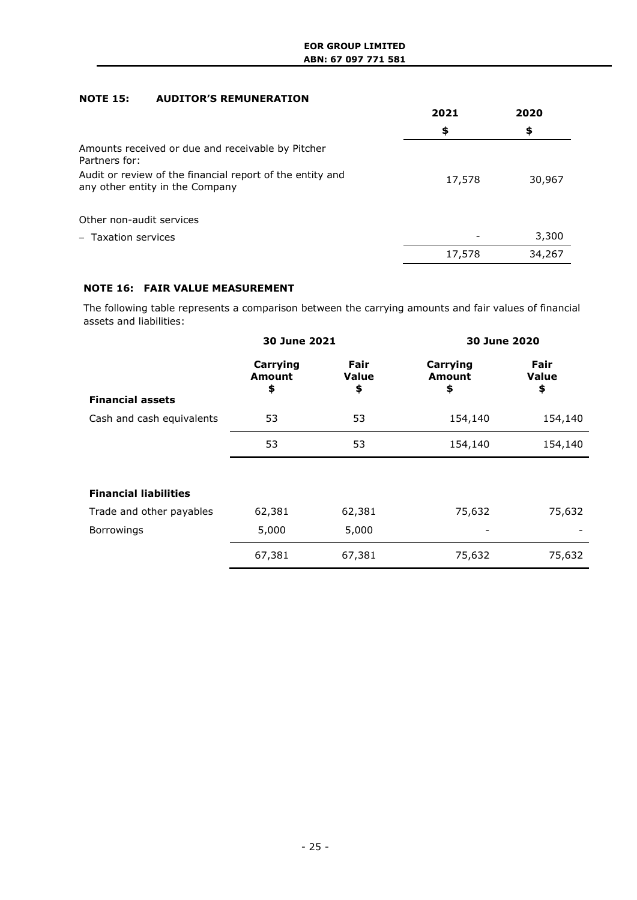## NOTE 15: AUDITOR'S REMUNERATION

| | 2021 | 2020 |
|---|---|---|
| | $ | $ |
| Amounts received or due and receivable by Pitcher Partners for: | | |
| Audit or review of the financial report of the entity and any other entity in the Company | 17,578 | 30,967 |
| Other non-audit services | | |
| – Taxation services | - | 3,300 |
| | 17,578 | 34,267 |

## NOTE 16: FAIR VALUE MEASUREMENT

The following table represents a comparison between the carrying amounts and fair values of financial assets and liabilities:

| | 30 June 2021 | | 30 June 2020 | |
|---|---|---|---|---|
| | Carrying Amount $ | Fair Value $ | Carrying Amount $ | Fair Value $ |
| **Financial assets** | | | | |
| Cash and cash equivalents | 53 | 53 | 154,140 | 154,140 |
| | 53 | 53 | 154,140 | 154,140 |
| **Financial liabilities** | | | | |
| Trade and other payables | 62,381 | 62,381 | 75,632 | 75,632 |
| Borrowings | 5,000 | 5,000 | - | - |
| | 67,381 | 67,381 | 75,632 | 75,632 |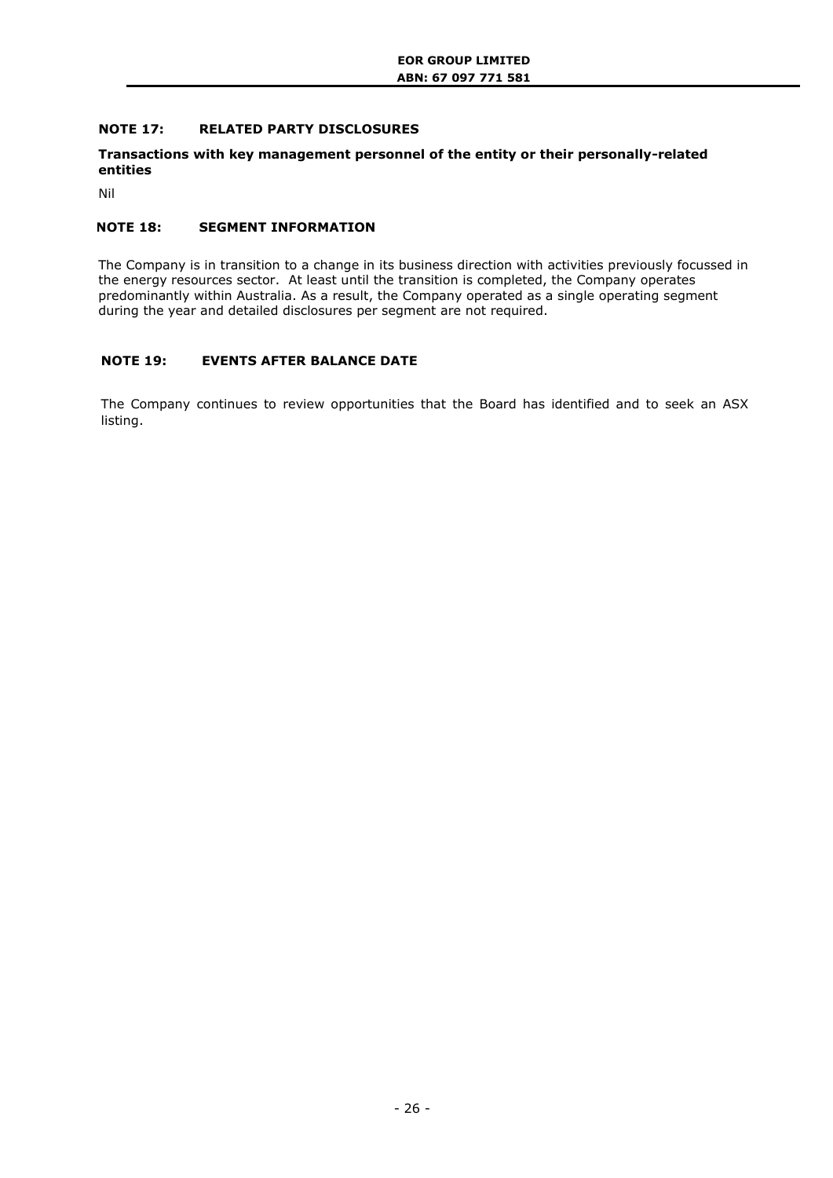## NOTE 17: RELATED PARTY DISCLOSURES

**Transactions with key management personnel of the entity or their personally-related entities**

Nil

## NOTE 18: SEGMENT INFORMATION

The Company is in transition to a change in its business direction with activities previously focussed in the energy resources sector. At least until the transition is completed, the Company operates predominantly within Australia. As a result, the Company operated as a single operating segment during the year and detailed disclosures per segment are not required.

## NOTE 19: EVENTS AFTER BALANCE DATE

The Company continues to review opportunities that the Board has identified and to seek an ASX listing.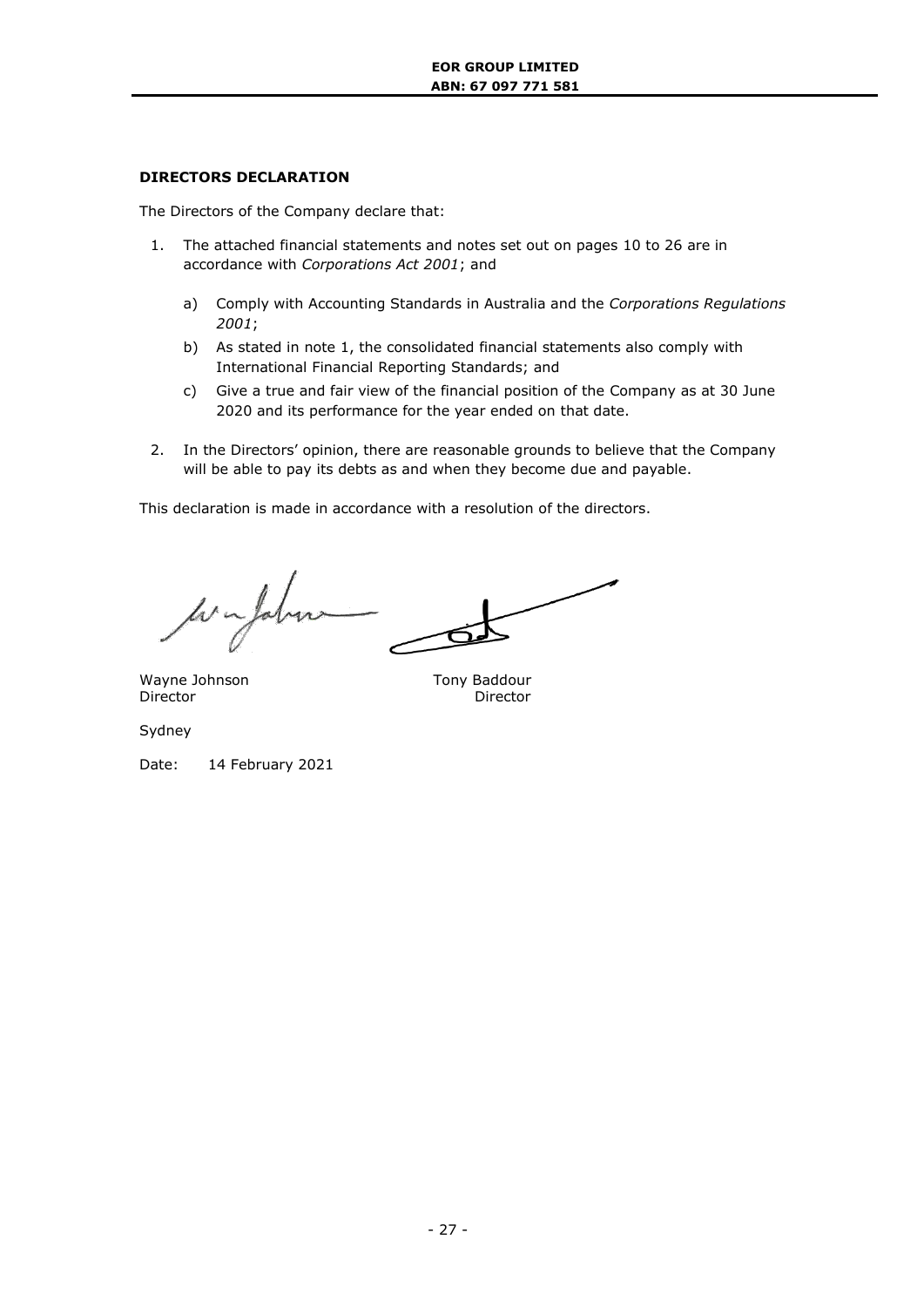## DIRECTORS DECLARATION

The Directors of the Company declare that:

1. The attached financial statements and notes set out on pages 10 to 26 are in accordance with *Corporations Act 2001*; and

   a) Comply with Accounting Standards in Australia and the *Corporations Regulations 2001*;

   b) As stated in note 1, the consolidated financial statements also comply with International Financial Reporting Standards; and

   c) Give a true and fair view of the financial position of the Company as at 30 June 2020 and its performance for the year ended on that date.

2. In the Directors' opinion, there are reasonable grounds to believe that the Company will be able to pay its debts as and when they become due and payable.

This declaration is made in accordance with a resolution of the directors.

| | |
|---|---|
| Wayne Johnson | Tony Baddour |
| Director | Director |

Sydney

Date: 14 February 2021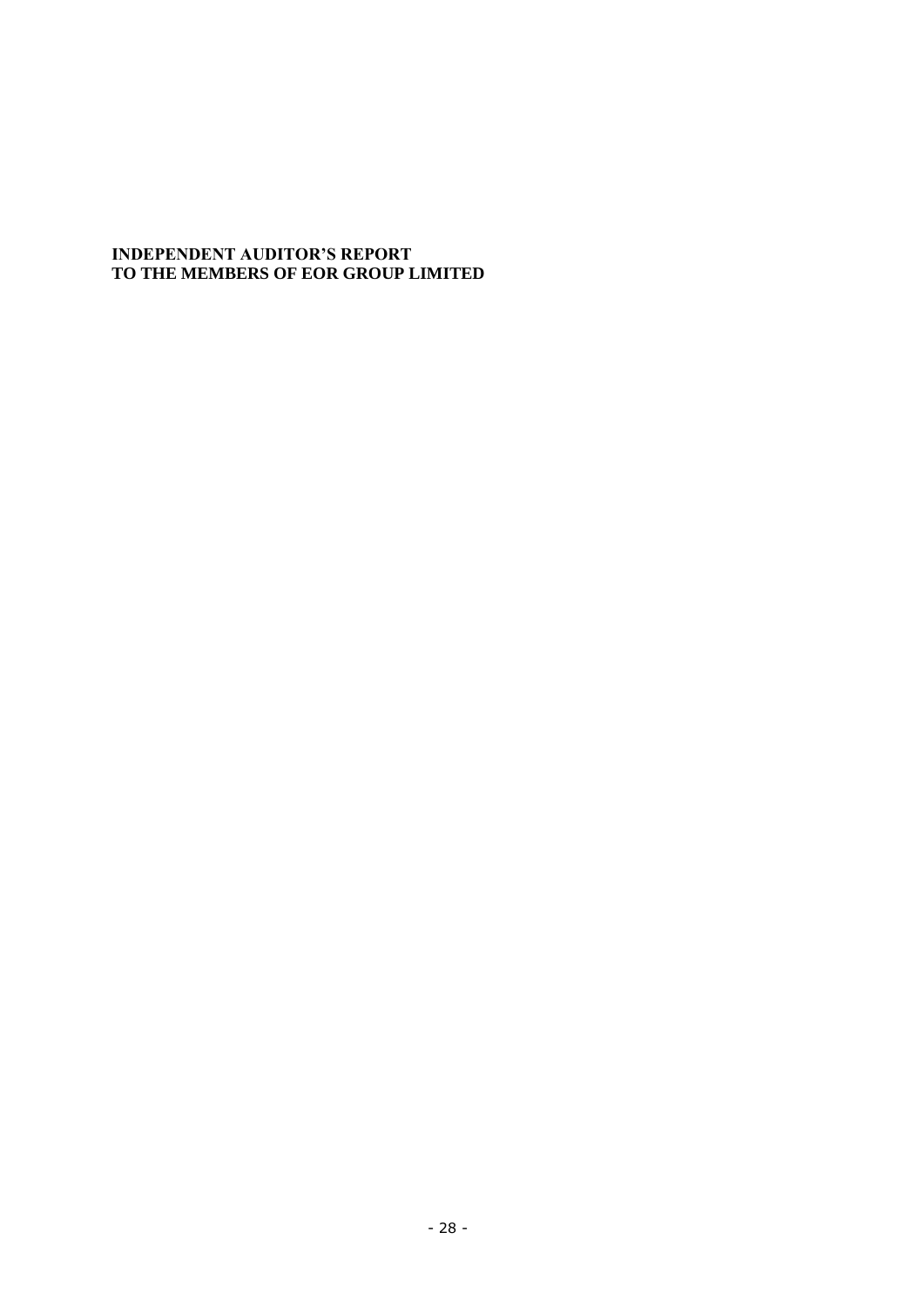**INDEPENDENT AUDITOR'S REPORT**
**TO THE MEMBERS OF EOR GROUP LIMITED**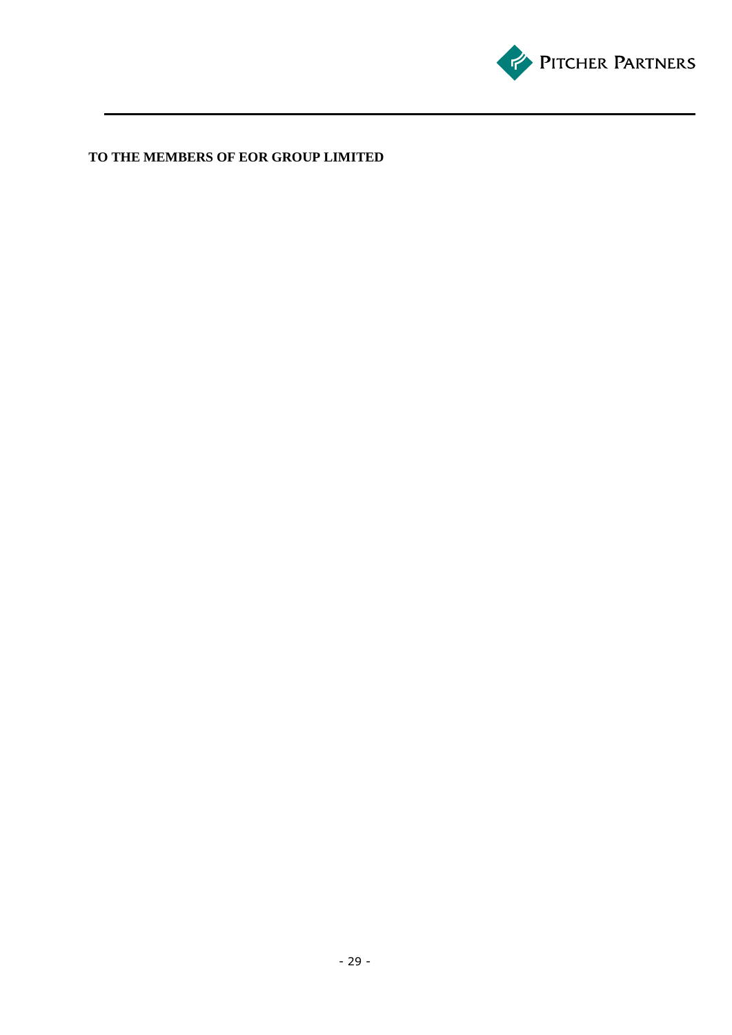**TO THE MEMBERS OF EOR GROUP LIMITED**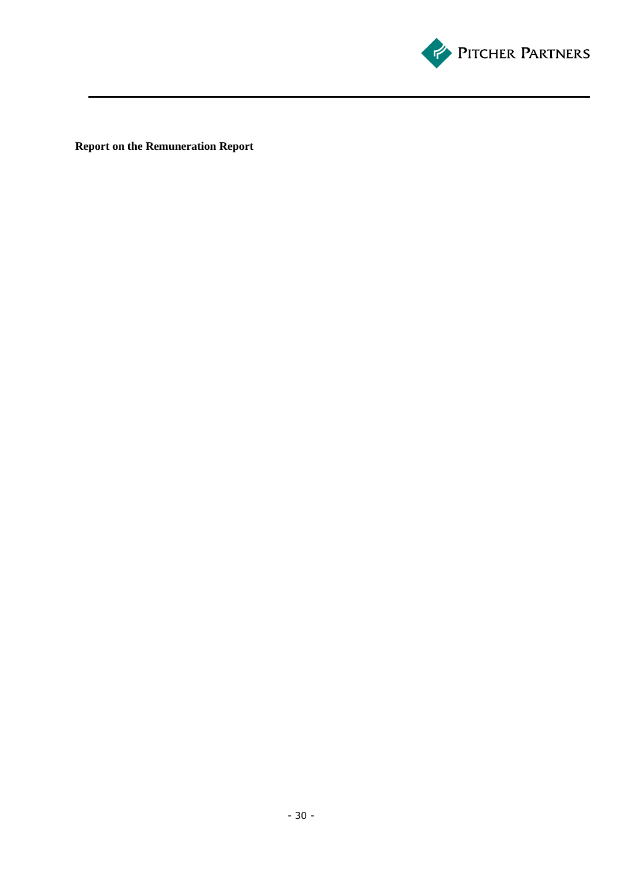**Report on the Remuneration Report**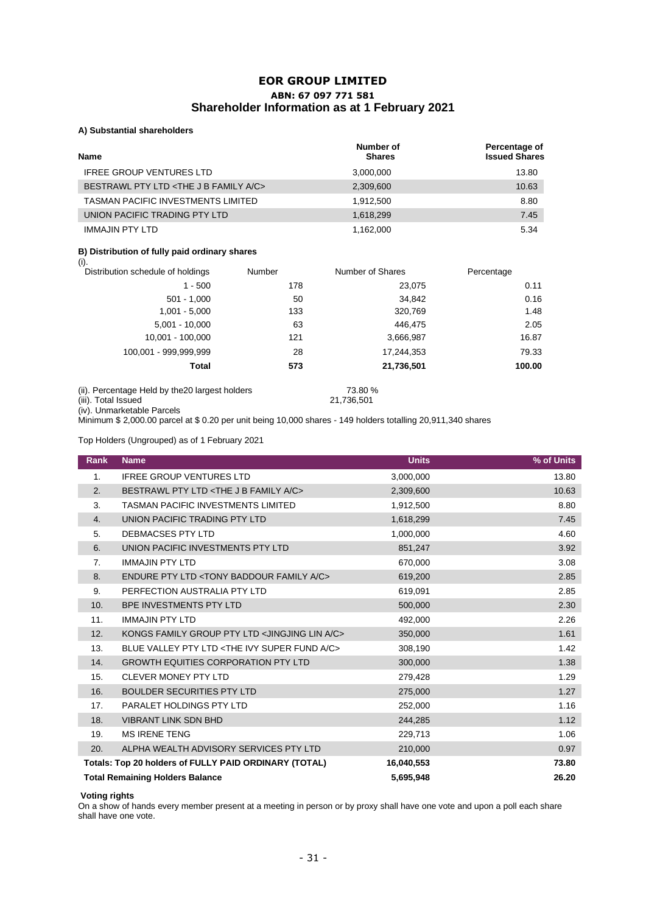# EOR GROUP LIMITED

**ABN: 67 097 771 581**

## Shareholder Information as at 1 February 2021

**A) Substantial shareholders**

| Name | Number of Shares | Percentage of Issued Shares |
|---|---|---|
| IFREE GROUP VENTURES LTD | 3,000,000 | 13.80 |
| BESTRAWL PTY LTD <THE J B FAMILY A/C> | 2,309,600 | 10.63 |
| TASMAN PACIFIC INVESTMENTS LIMITED | 1,912,500 | 8.80 |
| UNION PACIFIC TRADING PTY LTD | 1,618,299 | 7.45 |
| IMMAJIN PTY LTD | 1,162,000 | 5.34 |

**B) Distribution of fully paid ordinary shares**

(i).

| Distribution schedule of holdings | Number | Number of Shares | Percentage |
|---|---|---|---|
| 1 - 500 | 178 | 23,075 | 0.11 |
| 501 - 1,000 | 50 | 34,842 | 0.16 |
| 1,001 - 5,000 | 133 | 320,769 | 1.48 |
| 5,001 - 10,000 | 63 | 446,475 | 2.05 |
| 10,001 - 100,000 | 121 | 3,666,987 | 16.87 |
| 100,001 - 999,999,999 | 28 | 17,244,353 | 79.33 |
| **Total** | **573** | **21,736,501** | **100.00** |

(ii). Percentage Held by the20 largest holders 73.80 %

(iii). Total Issued 21,736,501

(iv). Unmarketable Parcels

Minimum $ 2,000.00 parcel at $ 0.20 per unit being 10,000 shares - 149 holders totalling 20,911,340 shares

Top Holders (Ungrouped) as of 1 February 2021

| Rank | Name | Units | % of Units |
|---|---|---|---|
| 1. | IFREE GROUP VENTURES LTD | 3,000,000 | 13.80 |
| 2. | BESTRAWL PTY LTD <THE J B FAMILY A/C> | 2,309,600 | 10.63 |
| 3. | TASMAN PACIFIC INVESTMENTS LIMITED | 1,912,500 | 8.80 |
| 4. | UNION PACIFIC TRADING PTY LTD | 1,618,299 | 7.45 |
| 5. | DEBMACSES PTY LTD | 1,000,000 | 4.60 |
| 6. | UNION PACIFIC INVESTMENTS PTY LTD | 851,247 | 3.92 |
| 7. | IMMAJIN PTY LTD | 670,000 | 3.08 |
| 8. | ENDURE PTY LTD <TONY BADDOUR FAMILY A/C> | 619,200 | 2.85 |
| 9. | PERFECTION AUSTRALIA PTY LTD | 619,091 | 2.85 |
| 10. | BPE INVESTMENTS PTY LTD | 500,000 | 2.30 |
| 11. | IMMAJIN PTY LTD | 492,000 | 2.26 |
| 12. | KONGS FAMILY GROUP PTY LTD <JINGJING LIN A/C> | 350,000 | 1.61 |
| 13. | BLUE VALLEY PTY LTD <THE IVY SUPER FUND A/C> | 308,190 | 1.42 |
| 14. | GROWTH EQUITIES CORPORATION PTY LTD | 300,000 | 1.38 |
| 15. | CLEVER MONEY PTY LTD | 279,428 | 1.29 |
| 16. | BOULDER SECURITIES PTY LTD | 275,000 | 1.27 |
| 17. | PARALET HOLDINGS PTY LTD | 252,000 | 1.16 |
| 18. | VIBRANT LINK SDN BHD | 244,285 | 1.12 |
| 19. | MS IRENE TENG | 229,713 | 1.06 |
| 20. | ALPHA WEALTH ADVISORY SERVICES PTY LTD | 210,000 | 0.97 |
| **Totals: Top 20 holders of FULLY PAID ORDINARY (TOTAL)** | | **16,040,553** | **73.80** |
| **Total Remaining Holders Balance** | | **5,695,948** | **26.20** |

**Voting rights**

On a show of hands every member present at a meeting in person or by proxy shall have one vote and upon a poll each share shall have one vote.